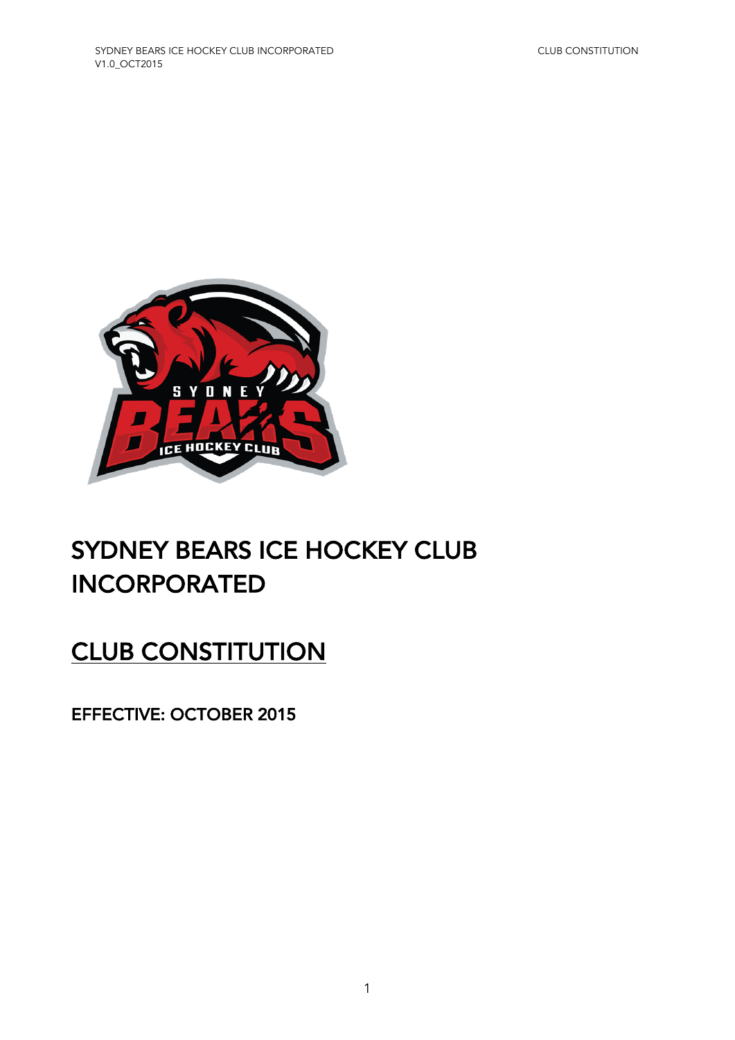# SYDNEY BEARS ICE HOCKEY CLUB INCORPORATED

## CLUB CONSTITUTION

### EFFECTIVE: OCTOBER 2015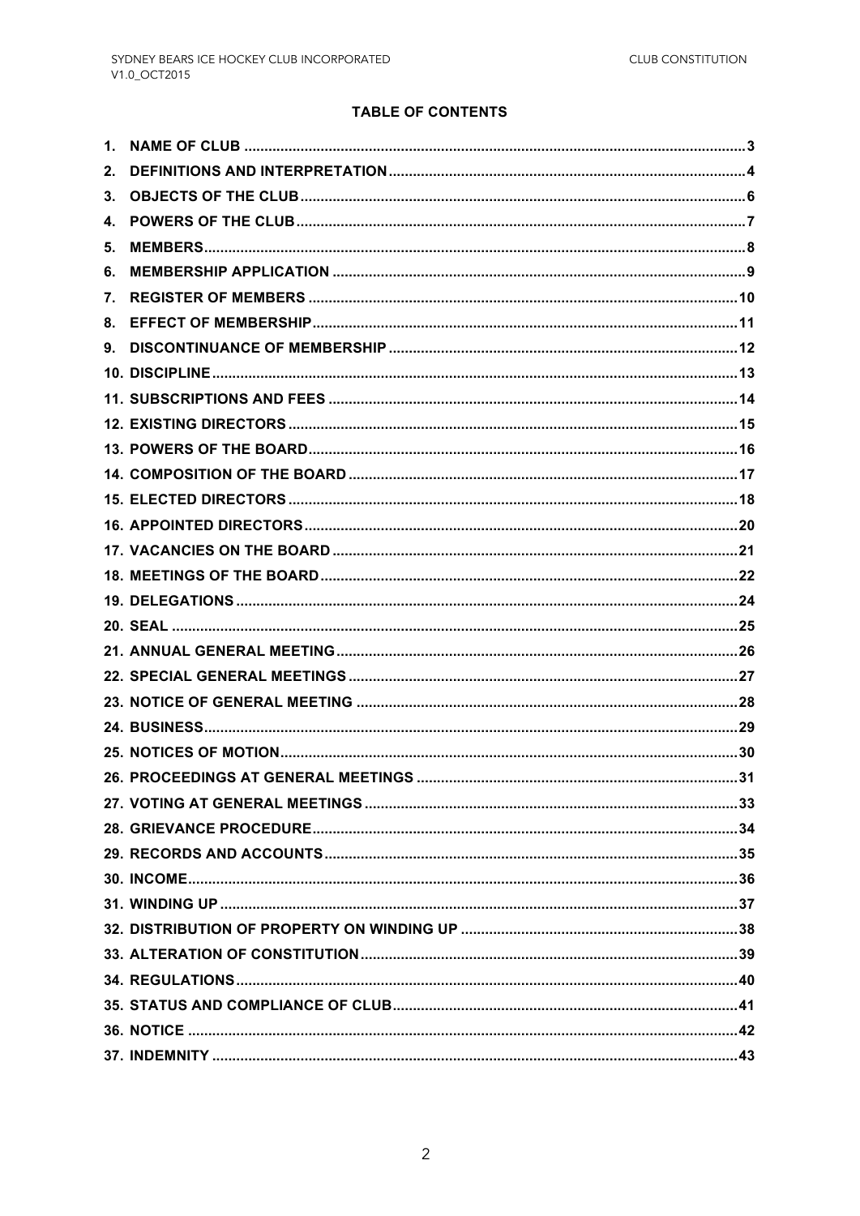## TABLE OF CONTENTS

1. NAME OF CLUB ..... 3
2. DEFINITIONS AND INTERPRETATION ..... 4
3. OBJECTS OF THE CLUB ..... 6
4. POWERS OF THE CLUB ..... 7
5. MEMBERS ..... 8
6. MEMBERSHIP APPLICATION ..... 9
7. REGISTER OF MEMBERS ..... 10
8. EFFECT OF MEMBERSHIP ..... 11
9. DISCONTINUANCE OF MEMBERSHIP ..... 12
10. DISCIPLINE ..... 13
11. SUBSCRIPTIONS AND FEES ..... 14
12. EXISTING DIRECTORS ..... 15
13. POWERS OF THE BOARD ..... 16
14. COMPOSITION OF THE BOARD ..... 17
15. ELECTED DIRECTORS ..... 18
16. APPOINTED DIRECTORS ..... 20
17. VACANCIES ON THE BOARD ..... 21
18. MEETINGS OF THE BOARD ..... 22
19. DELEGATIONS ..... 24
20. SEAL ..... 25
21. ANNUAL GENERAL MEETING ..... 26
22. SPECIAL GENERAL MEETINGS ..... 27
23. NOTICE OF GENERAL MEETING ..... 28
24. BUSINESS ..... 29
25. NOTICES OF MOTION ..... 30
26. PROCEEDINGS AT GENERAL MEETINGS ..... 31
27. VOTING AT GENERAL MEETINGS ..... 33
28. GRIEVANCE PROCEDURE ..... 34
29. RECORDS AND ACCOUNTS ..... 35
30. INCOME ..... 36
31. WINDING UP ..... 37
32. DISTRIBUTION OF PROPERTY ON WINDING UP ..... 38
33. ALTERATION OF CONSTITUTION ..... 39
34. REGULATIONS ..... 40
35. STATUS AND COMPLIANCE OF CLUB ..... 41
36. NOTICE ..... 42
37. INDEMNITY ..... 43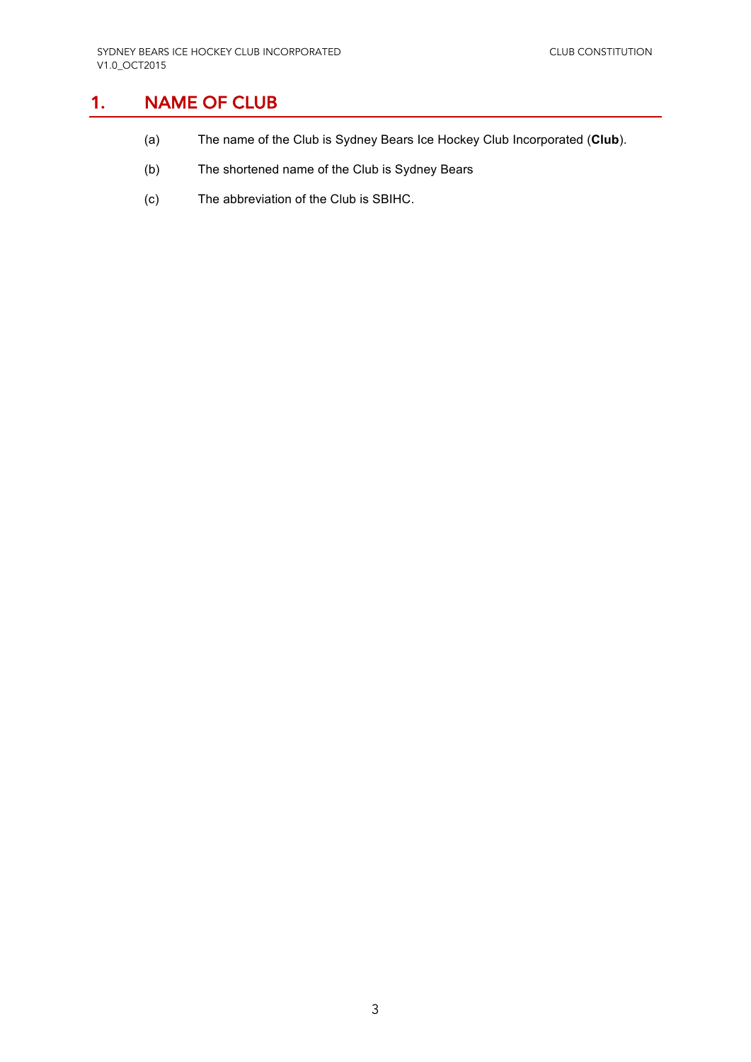# 1. NAME OF CLUB

(a) The name of the Club is Sydney Bears Ice Hockey Club Incorporated (**Club**).

(b) The shortened name of the Club is Sydney Bears

(c) The abbreviation of the Club is SBIHC.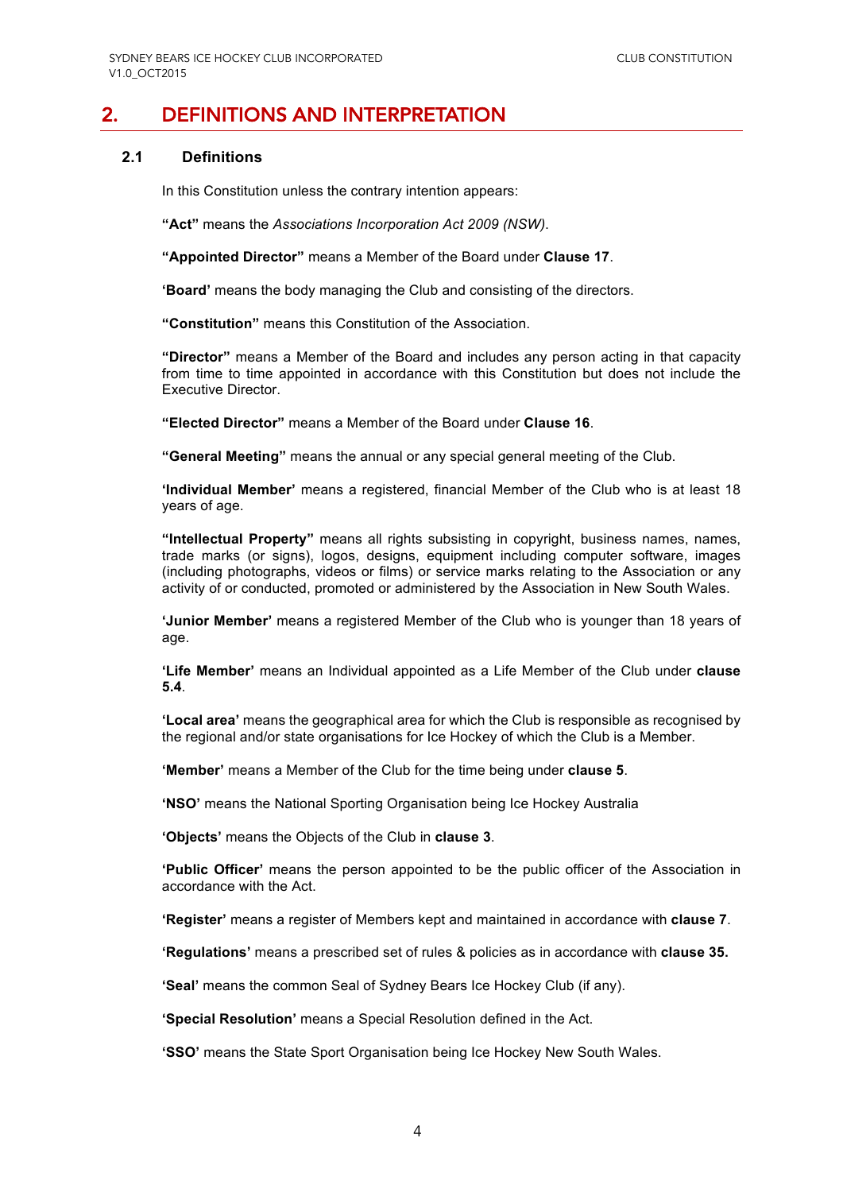## 2. DEFINITIONS AND INTERPRETATION

### 2.1 Definitions

In this Constitution unless the contrary intention appears:

**"Act"** means the *Associations Incorporation Act 2009 (NSW)*.

**"Appointed Director"** means a Member of the Board under **Clause 17**.

**'Board'** means the body managing the Club and consisting of the directors.

**"Constitution"** means this Constitution of the Association.

**"Director"** means a Member of the Board and includes any person acting in that capacity from time to time appointed in accordance with this Constitution but does not include the Executive Director.

**"Elected Director"** means a Member of the Board under **Clause 16**.

**"General Meeting"** means the annual or any special general meeting of the Club.

**'Individual Member'** means a registered, financial Member of the Club who is at least 18 years of age.

**"Intellectual Property"** means all rights subsisting in copyright, business names, names, trade marks (or signs), logos, designs, equipment including computer software, images (including photographs, videos or films) or service marks relating to the Association or any activity of or conducted, promoted or administered by the Association in New South Wales.

**'Junior Member'** means a registered Member of the Club who is younger than 18 years of age.

**'Life Member'** means an Individual appointed as a Life Member of the Club under **clause 5.4**.

**'Local area'** means the geographical area for which the Club is responsible as recognised by the regional and/or state organisations for Ice Hockey of which the Club is a Member.

**'Member'** means a Member of the Club for the time being under **clause 5**.

**'NSO'** means the National Sporting Organisation being Ice Hockey Australia

**'Objects'** means the Objects of the Club in **clause 3**.

**'Public Officer'** means the person appointed to be the public officer of the Association in accordance with the Act.

**'Register'** means a register of Members kept and maintained in accordance with **clause 7**.

**'Regulations'** means a prescribed set of rules & policies as in accordance with **clause 35.**

**'Seal'** means the common Seal of Sydney Bears Ice Hockey Club (if any).

**'Special Resolution'** means a Special Resolution defined in the Act.

**'SSO'** means the State Sport Organisation being Ice Hockey New South Wales.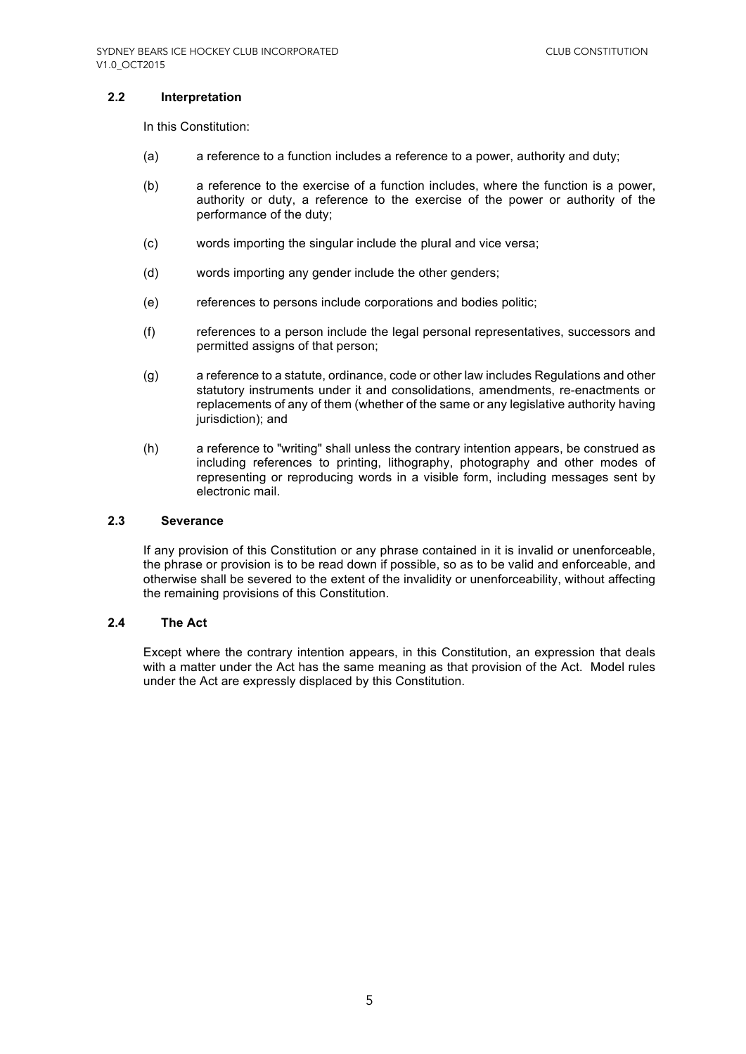### 2.2 Interpretation

In this Constitution:

(a) a reference to a function includes a reference to a power, authority and duty;

(b) a reference to the exercise of a function includes, where the function is a power, authority or duty, a reference to the exercise of the power or authority of the performance of the duty;

(c) words importing the singular include the plural and vice versa;

(d) words importing any gender include the other genders;

(e) references to persons include corporations and bodies politic;

(f) references to a person include the legal personal representatives, successors and permitted assigns of that person;

(g) a reference to a statute, ordinance, code or other law includes Regulations and other statutory instruments under it and consolidations, amendments, re-enactments or replacements of any of them (whether of the same or any legislative authority having jurisdiction); and

(h) a reference to "writing" shall unless the contrary intention appears, be construed as including references to printing, lithography, photography and other modes of representing or reproducing words in a visible form, including messages sent by electronic mail.

### 2.3 Severance

If any provision of this Constitution or any phrase contained in it is invalid or unenforceable, the phrase or provision is to be read down if possible, so as to be valid and enforceable, and otherwise shall be severed to the extent of the invalidity or unenforceability, without affecting the remaining provisions of this Constitution.

### 2.4 The Act

Except where the contrary intention appears, in this Constitution, an expression that deals with a matter under the Act has the same meaning as that provision of the Act. Model rules under the Act are expressly displaced by this Constitution.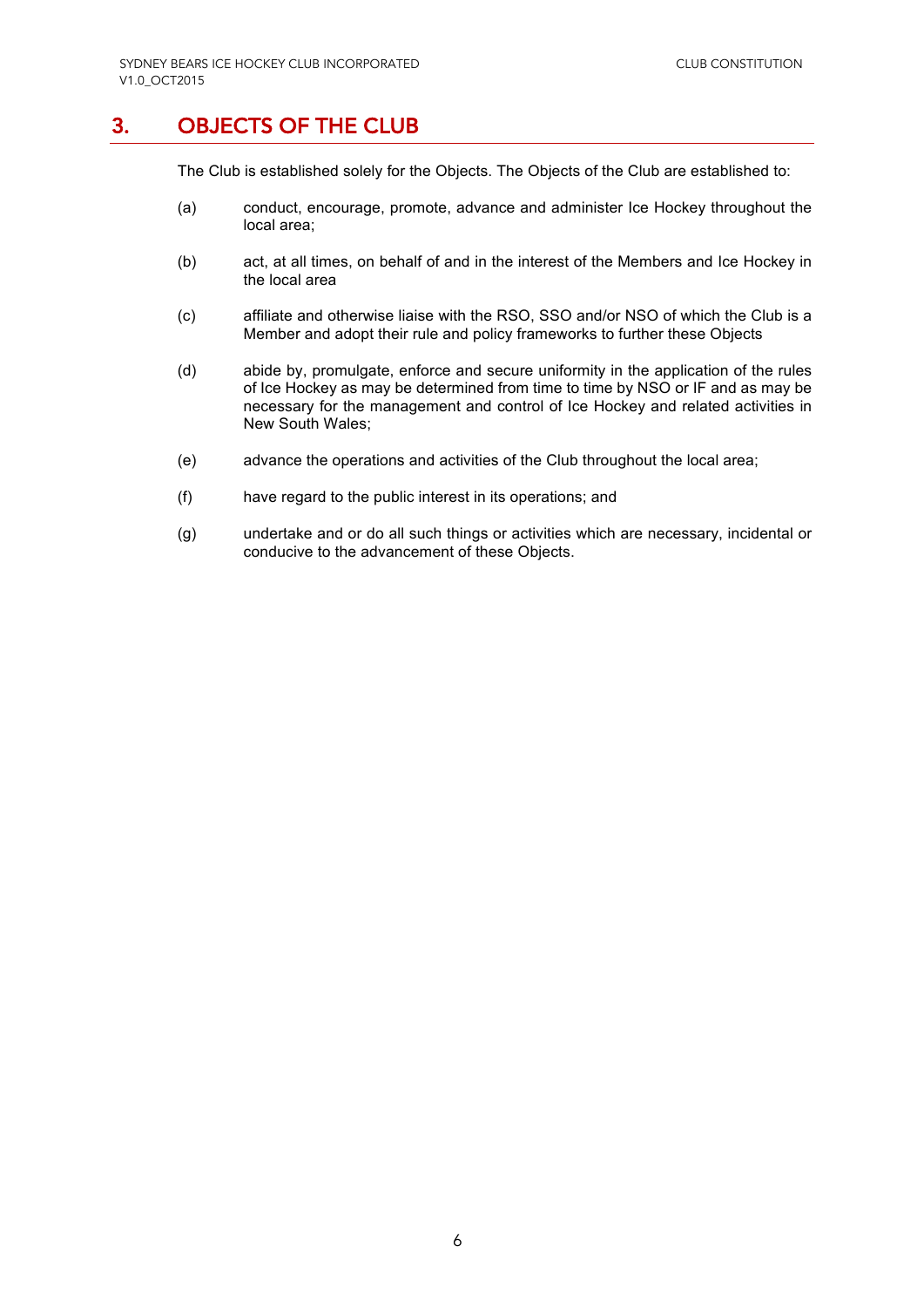## 3. OBJECTS OF THE CLUB

The Club is established solely for the Objects. The Objects of the Club are established to:

(a) conduct, encourage, promote, advance and administer Ice Hockey throughout the local area;

(b) act, at all times, on behalf of and in the interest of the Members and Ice Hockey in the local area

(c) affiliate and otherwise liaise with the RSO, SSO and/or NSO of which the Club is a Member and adopt their rule and policy frameworks to further these Objects

(d) abide by, promulgate, enforce and secure uniformity in the application of the rules of Ice Hockey as may be determined from time to time by NSO or IF and as may be necessary for the management and control of Ice Hockey and related activities in New South Wales;

(e) advance the operations and activities of the Club throughout the local area;

(f) have regard to the public interest in its operations; and

(g) undertake and or do all such things or activities which are necessary, incidental or conducive to the advancement of these Objects.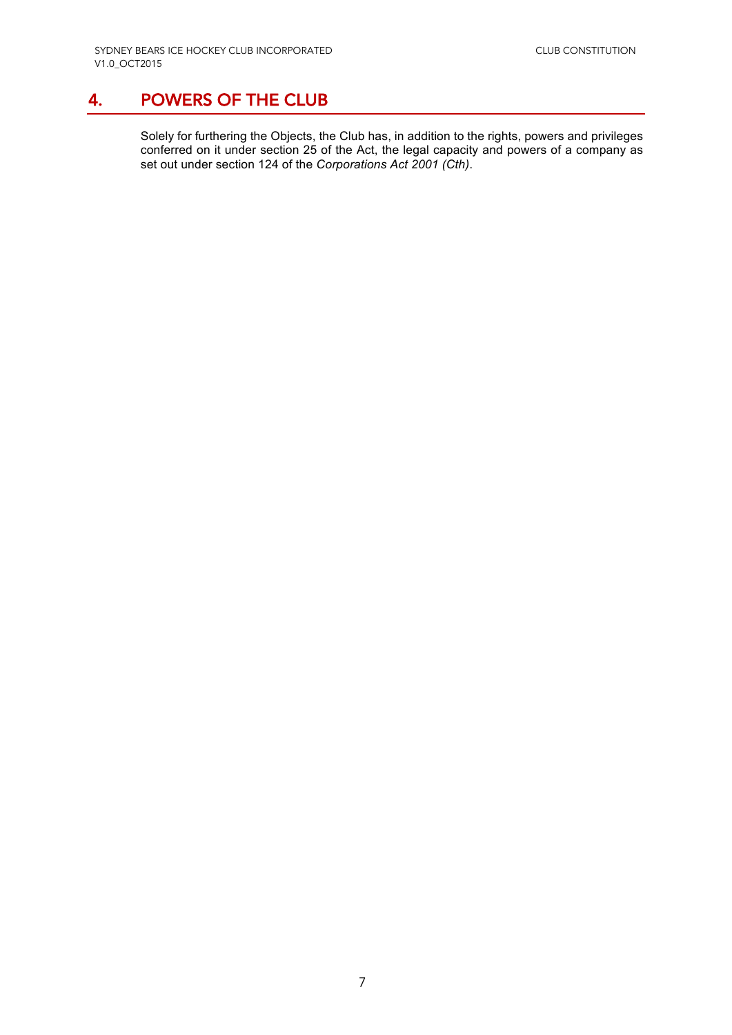# 4. POWERS OF THE CLUB

Solely for furthering the Objects, the Club has, in addition to the rights, powers and privileges conferred on it under section 25 of the Act, the legal capacity and powers of a company as set out under section 124 of the *Corporations Act 2001 (Cth)*.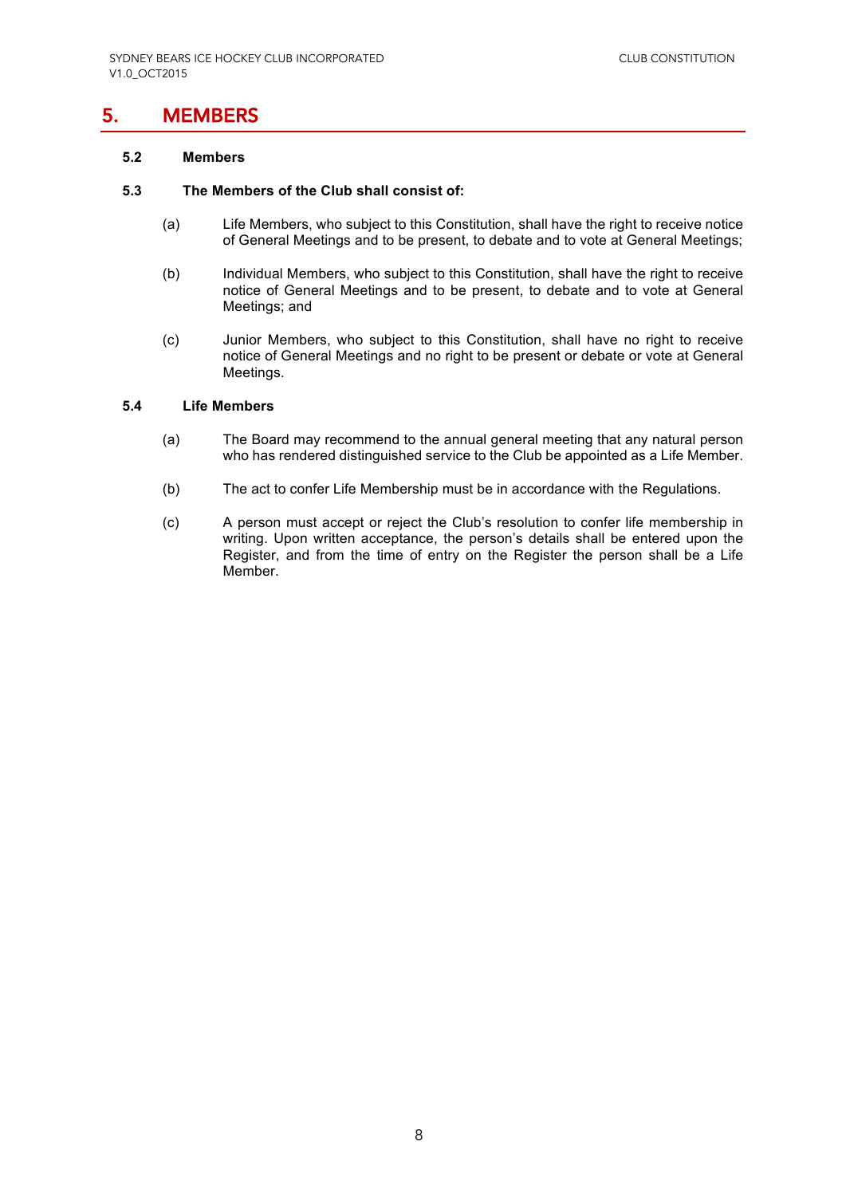# 5. MEMBERS

### 5.2 Members

### 5.3 The Members of the Club shall consist of:

(a) Life Members, who subject to this Constitution, shall have the right to receive notice of General Meetings and to be present, to debate and to vote at General Meetings;

(b) Individual Members, who subject to this Constitution, shall have the right to receive notice of General Meetings and to be present, to debate and to vote at General Meetings; and

(c) Junior Members, who subject to this Constitution, shall have no right to receive notice of General Meetings and no right to be present or debate or vote at General Meetings.

### 5.4 Life Members

(a) The Board may recommend to the annual general meeting that any natural person who has rendered distinguished service to the Club be appointed as a Life Member.

(b) The act to confer Life Membership must be in accordance with the Regulations.

(c) A person must accept or reject the Club's resolution to confer life membership in writing. Upon written acceptance, the person's details shall be entered upon the Register, and from the time of entry on the Register the person shall be a Life Member.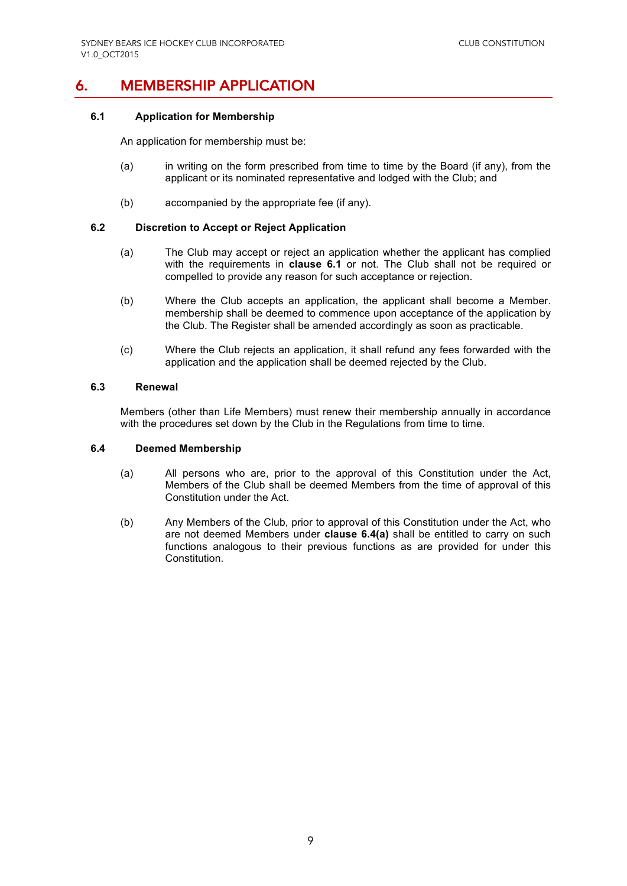# 6. MEMBERSHIP APPLICATION

### 6.1 Application for Membership

An application for membership must be:

(a) in writing on the form prescribed from time to time by the Board (if any), from the applicant or its nominated representative and lodged with the Club; and

(b) accompanied by the appropriate fee (if any).

### 6.2 Discretion to Accept or Reject Application

(a) The Club may accept or reject an application whether the applicant has complied with the requirements in **clause 6.1** or not. The Club shall not be required or compelled to provide any reason for such acceptance or rejection.

(b) Where the Club accepts an application, the applicant shall become a Member. membership shall be deemed to commence upon acceptance of the application by the Club. The Register shall be amended accordingly as soon as practicable.

(c) Where the Club rejects an application, it shall refund any fees forwarded with the application and the application shall be deemed rejected by the Club.

### 6.3 Renewal

Members (other than Life Members) must renew their membership annually in accordance with the procedures set down by the Club in the Regulations from time to time.

### 6.4 Deemed Membership

(a) All persons who are, prior to the approval of this Constitution under the Act, Members of the Club shall be deemed Members from the time of approval of this Constitution under the Act.

(b) Any Members of the Club, prior to approval of this Constitution under the Act, who are not deemed Members under **clause 6.4(a)** shall be entitled to carry on such functions analogous to their previous functions as are provided for under this Constitution.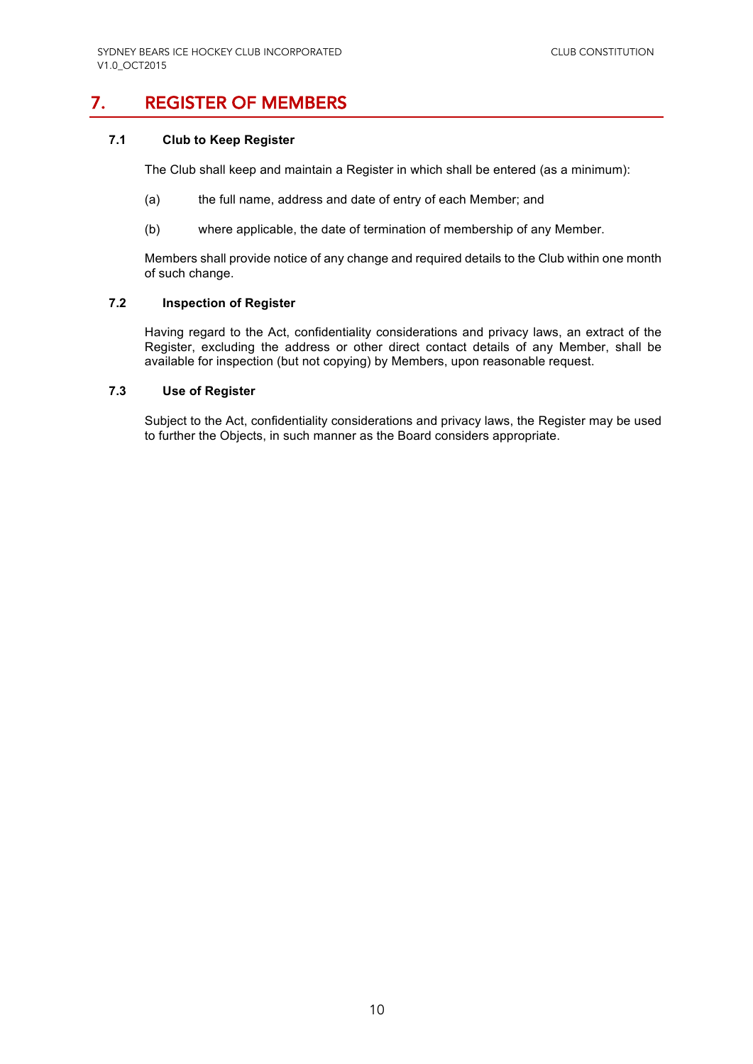# 7. REGISTER OF MEMBERS

### 7.1 Club to Keep Register

The Club shall keep and maintain a Register in which shall be entered (as a minimum):

(a) the full name, address and date of entry of each Member; and

(b) where applicable, the date of termination of membership of any Member.

Members shall provide notice of any change and required details to the Club within one month of such change.

### 7.2 Inspection of Register

Having regard to the Act, confidentiality considerations and privacy laws, an extract of the Register, excluding the address or other direct contact details of any Member, shall be available for inspection (but not copying) by Members, upon reasonable request.

### 7.3 Use of Register

Subject to the Act, confidentiality considerations and privacy laws, the Register may be used to further the Objects, in such manner as the Board considers appropriate.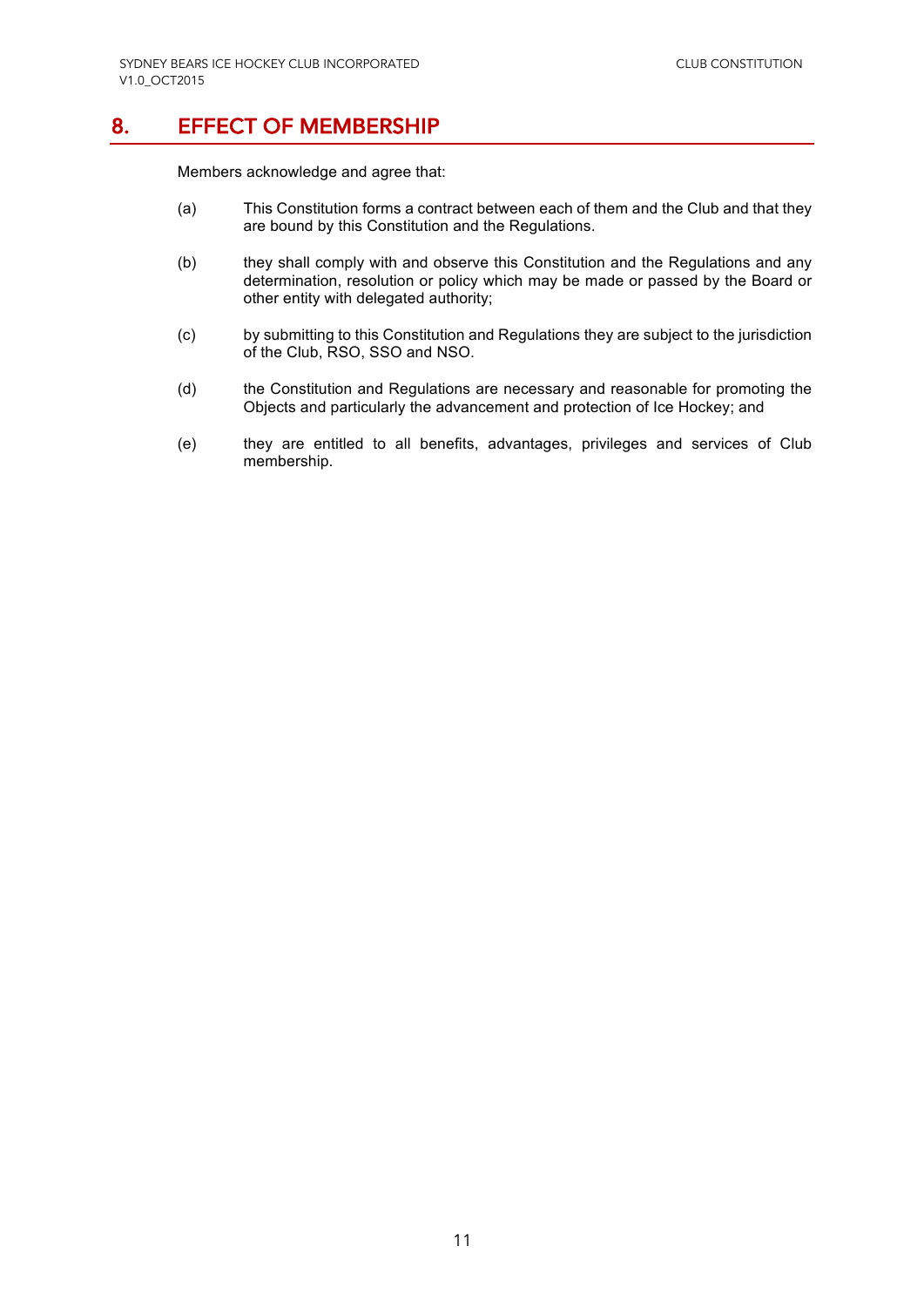## 8. EFFECT OF MEMBERSHIP

Members acknowledge and agree that:

(a) This Constitution forms a contract between each of them and the Club and that they are bound by this Constitution and the Regulations.

(b) they shall comply with and observe this Constitution and the Regulations and any determination, resolution or policy which may be made or passed by the Board or other entity with delegated authority;

(c) by submitting to this Constitution and Regulations they are subject to the jurisdiction of the Club, RSO, SSO and NSO.

(d) the Constitution and Regulations are necessary and reasonable for promoting the Objects and particularly the advancement and protection of Ice Hockey; and

(e) they are entitled to all benefits, advantages, privileges and services of Club membership.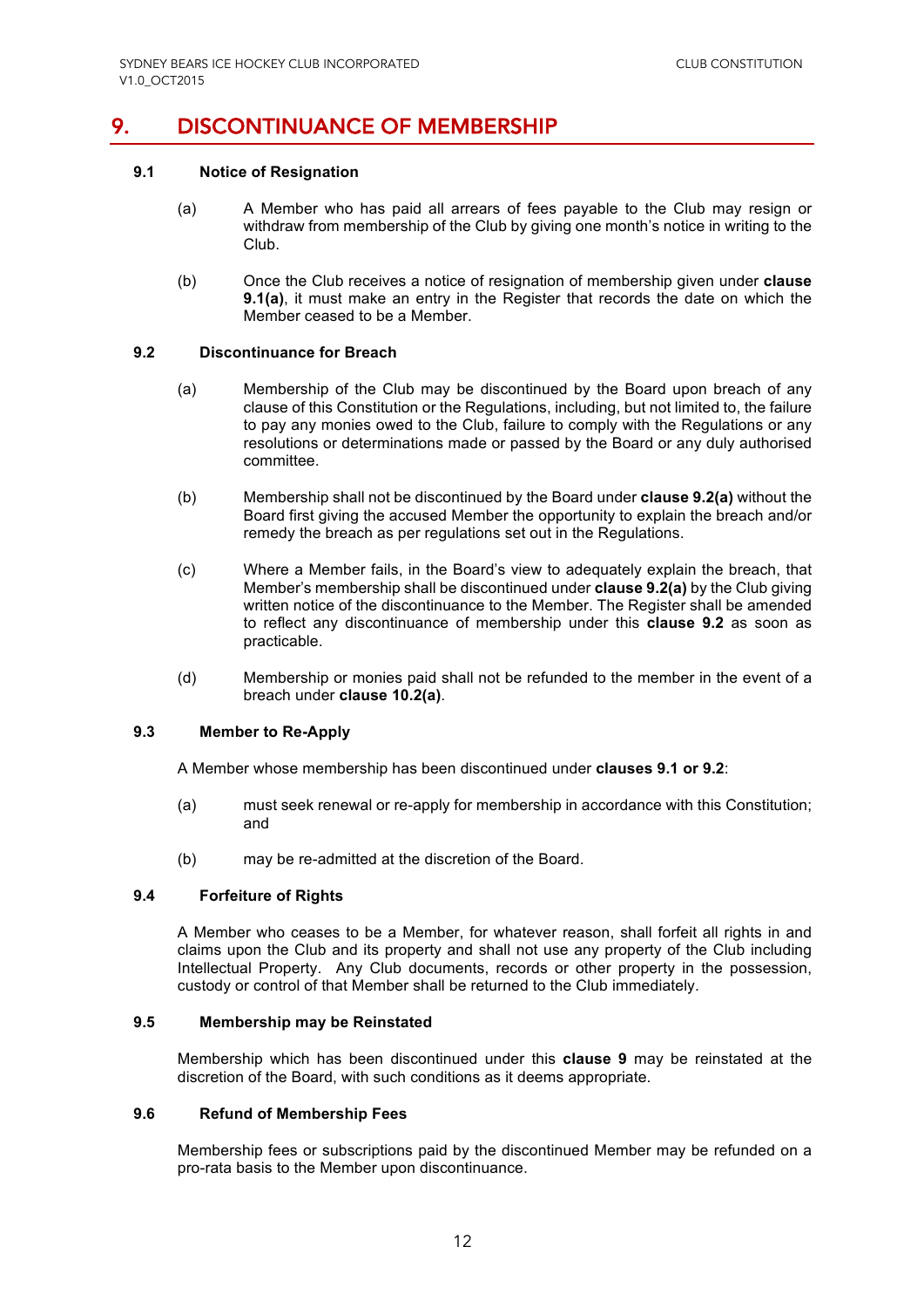# 9. DISCONTINUANCE OF MEMBERSHIP

## 9.1 Notice of Resignation

(a) A Member who has paid all arrears of fees payable to the Club may resign or withdraw from membership of the Club by giving one month's notice in writing to the Club.

(b) Once the Club receives a notice of resignation of membership given under **clause 9.1(a)**, it must make an entry in the Register that records the date on which the Member ceased to be a Member.

## 9.2 Discontinuance for Breach

(a) Membership of the Club may be discontinued by the Board upon breach of any clause of this Constitution or the Regulations, including, but not limited to, the failure to pay any monies owed to the Club, failure to comply with the Regulations or any resolutions or determinations made or passed by the Board or any duly authorised committee.

(b) Membership shall not be discontinued by the Board under **clause 9.2(a)** without the Board first giving the accused Member the opportunity to explain the breach and/or remedy the breach as per regulations set out in the Regulations.

(c) Where a Member fails, in the Board's view to adequately explain the breach, that Member's membership shall be discontinued under **clause 9.2(a)** by the Club giving written notice of the discontinuance to the Member. The Register shall be amended to reflect any discontinuance of membership under this **clause 9.2** as soon as practicable.

(d) Membership or monies paid shall not be refunded to the member in the event of a breach under **clause 10.2(a)**.

## 9.3 Member to Re-Apply

A Member whose membership has been discontinued under **clauses 9.1 or 9.2**:

(a) must seek renewal or re-apply for membership in accordance with this Constitution; and

(b) may be re-admitted at the discretion of the Board.

## 9.4 Forfeiture of Rights

A Member who ceases to be a Member, for whatever reason, shall forfeit all rights in and claims upon the Club and its property and shall not use any property of the Club including Intellectual Property. Any Club documents, records or other property in the possession, custody or control of that Member shall be returned to the Club immediately.

## 9.5 Membership may be Reinstated

Membership which has been discontinued under this **clause 9** may be reinstated at the discretion of the Board, with such conditions as it deems appropriate.

## 9.6 Refund of Membership Fees

Membership fees or subscriptions paid by the discontinued Member may be refunded on a pro-rata basis to the Member upon discontinuance.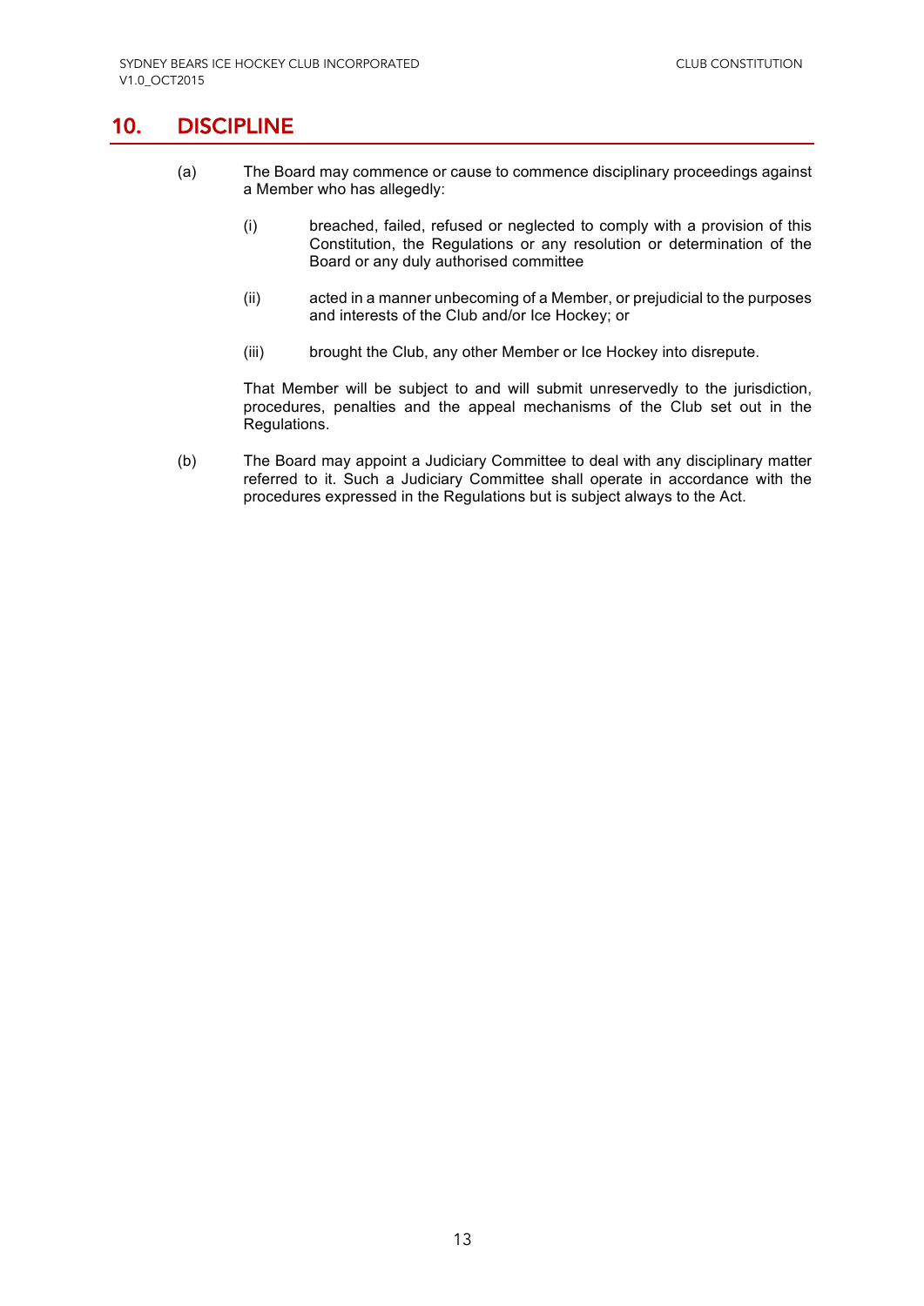## 10. DISCIPLINE

(a) The Board may commence or cause to commence disciplinary proceedings against a Member who has allegedly:

   (i) breached, failed, refused or neglected to comply with a provision of this Constitution, the Regulations or any resolution or determination of the Board or any duly authorised committee

   (ii) acted in a manner unbecoming of a Member, or prejudicial to the purposes and interests of the Club and/or Ice Hockey; or

   (iii) brought the Club, any other Member or Ice Hockey into disrepute.

   That Member will be subject to and will submit unreservedly to the jurisdiction, procedures, penalties and the appeal mechanisms of the Club set out in the Regulations.

(b) The Board may appoint a Judiciary Committee to deal with any disciplinary matter referred to it. Such a Judiciary Committee shall operate in accordance with the procedures expressed in the Regulations but is subject always to the Act.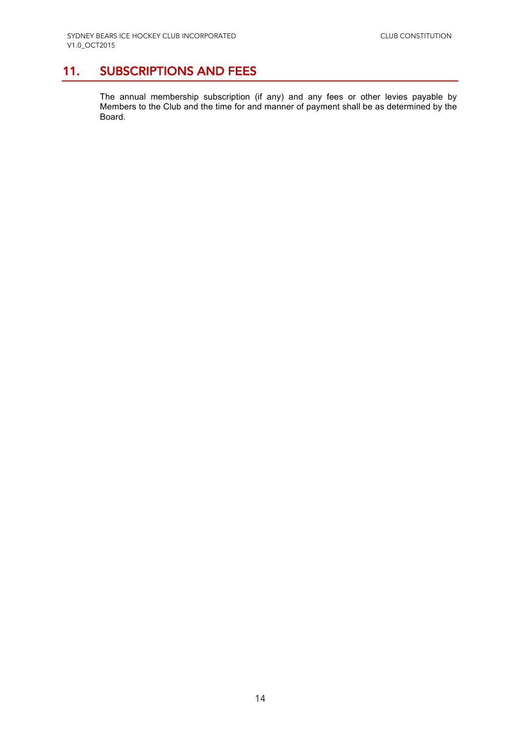## 11. SUBSCRIPTIONS AND FEES

The annual membership subscription (if any) and any fees or other levies payable by Members to the Club and the time for and manner of payment shall be as determined by the Board.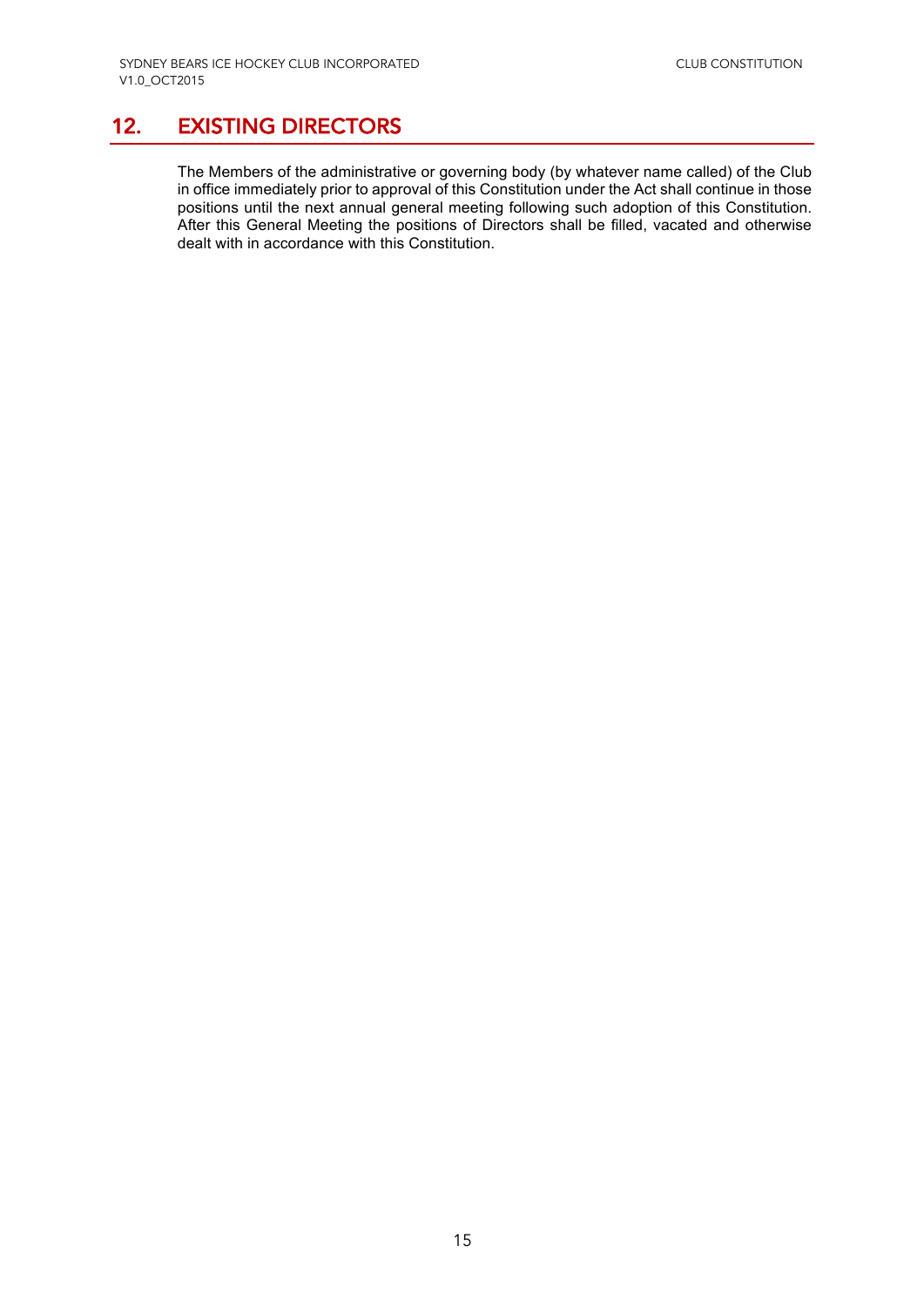## 12. EXISTING DIRECTORS

The Members of the administrative or governing body (by whatever name called) of the Club in office immediately prior to approval of this Constitution under the Act shall continue in those positions until the next annual general meeting following such adoption of this Constitution. After this General Meeting the positions of Directors shall be filled, vacated and otherwise dealt with in accordance with this Constitution.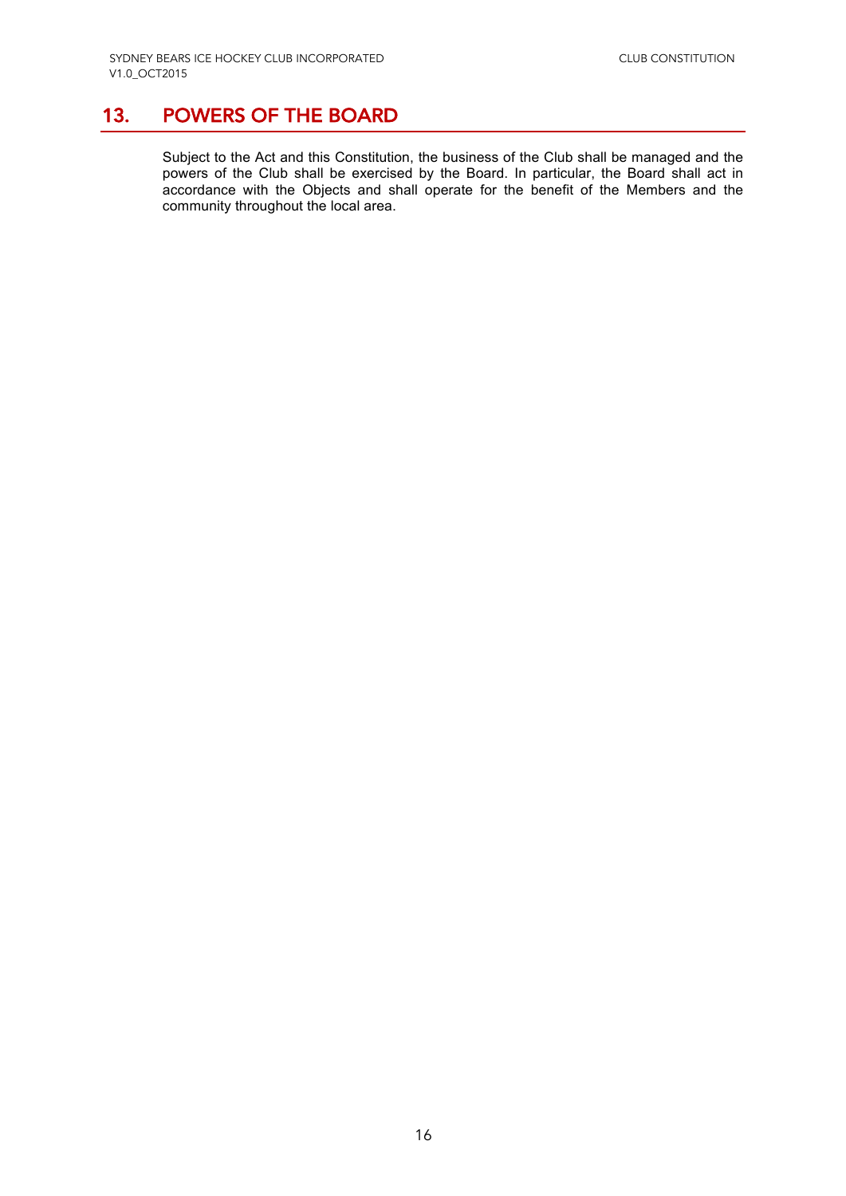# 13. POWERS OF THE BOARD

Subject to the Act and this Constitution, the business of the Club shall be managed and the powers of the Club shall be exercised by the Board. In particular, the Board shall act in accordance with the Objects and shall operate for the benefit of the Members and the community throughout the local area.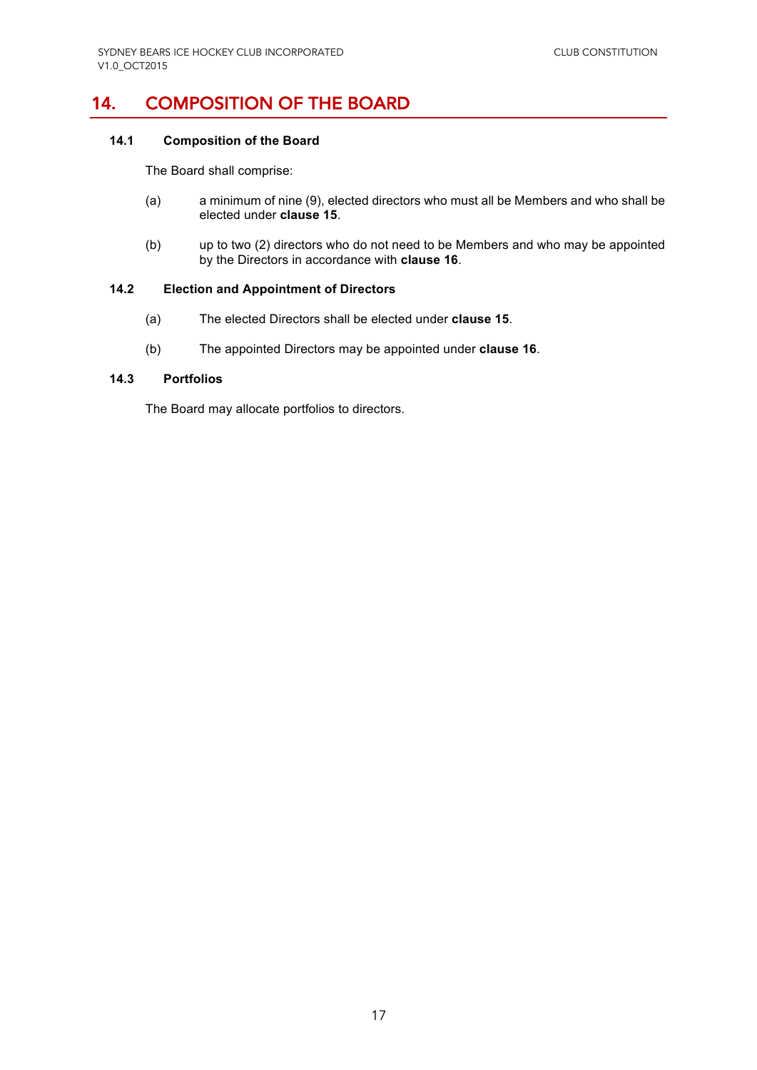## 14. COMPOSITION OF THE BOARD

### 14.1 Composition of the Board

The Board shall comprise:

(a) a minimum of nine (9), elected directors who must all be Members and who shall be elected under **clause 15**.

(b) up to two (2) directors who do not need to be Members and who may be appointed by the Directors in accordance with **clause 16**.

### 14.2 Election and Appointment of Directors

(a) The elected Directors shall be elected under **clause 15**.

(b) The appointed Directors may be appointed under **clause 16**.

### 14.3 Portfolios

The Board may allocate portfolios to directors.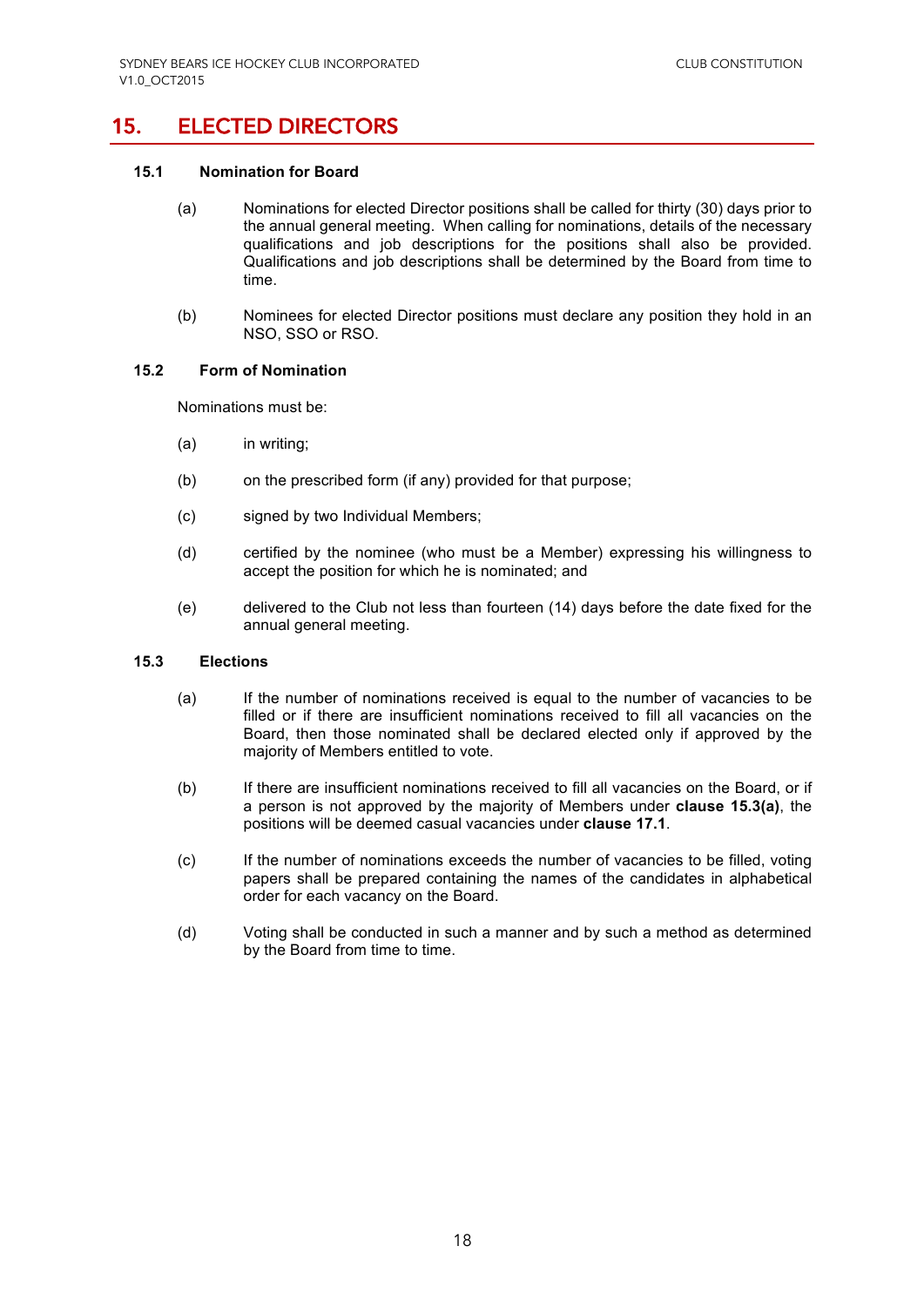## 15. ELECTED DIRECTORS

### 15.1 Nomination for Board

(a) Nominations for elected Director positions shall be called for thirty (30) days prior to the annual general meeting. When calling for nominations, details of the necessary qualifications and job descriptions for the positions shall also be provided. Qualifications and job descriptions shall be determined by the Board from time to time.

(b) Nominees for elected Director positions must declare any position they hold in an NSO, SSO or RSO.

### 15.2 Form of Nomination

Nominations must be:

(a) in writing;

(b) on the prescribed form (if any) provided for that purpose;

(c) signed by two Individual Members;

(d) certified by the nominee (who must be a Member) expressing his willingness to accept the position for which he is nominated; and

(e) delivered to the Club not less than fourteen (14) days before the date fixed for the annual general meeting.

### 15.3 Elections

(a) If the number of nominations received is equal to the number of vacancies to be filled or if there are insufficient nominations received to fill all vacancies on the Board, then those nominated shall be declared elected only if approved by the majority of Members entitled to vote.

(b) If there are insufficient nominations received to fill all vacancies on the Board, or if a person is not approved by the majority of Members under **clause 15.3(a)**, the positions will be deemed casual vacancies under **clause 17.1**.

(c) If the number of nominations exceeds the number of vacancies to be filled, voting papers shall be prepared containing the names of the candidates in alphabetical order for each vacancy on the Board.

(d) Voting shall be conducted in such a manner and by such a method as determined by the Board from time to time.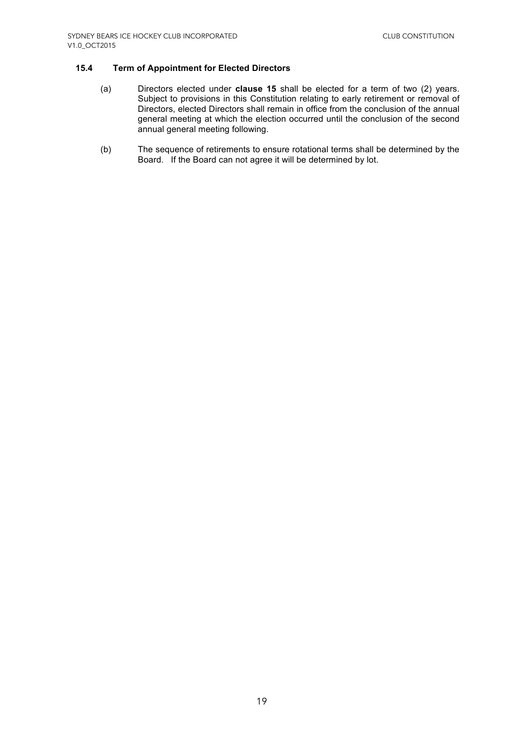### 15.4 Term of Appointment for Elected Directors

(a) Directors elected under **clause 15** shall be elected for a term of two (2) years. Subject to provisions in this Constitution relating to early retirement or removal of Directors, elected Directors shall remain in office from the conclusion of the annual general meeting at which the election occurred until the conclusion of the second annual general meeting following.

(b) The sequence of retirements to ensure rotational terms shall be determined by the Board. If the Board can not agree it will be determined by lot.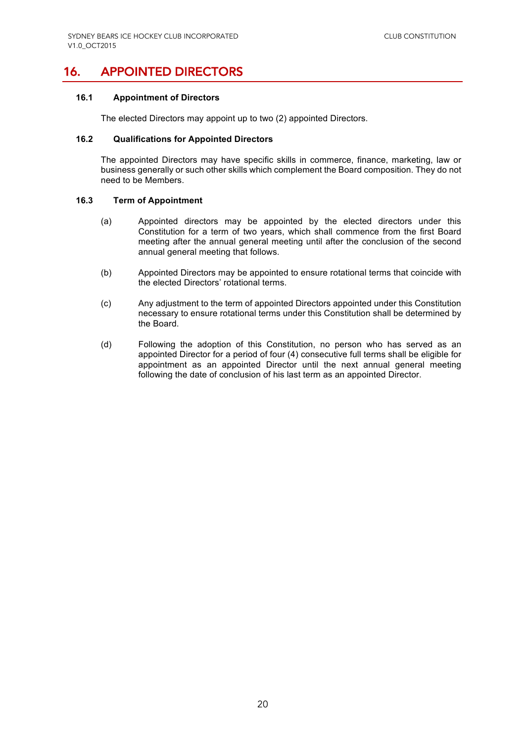# 16. APPOINTED DIRECTORS

### 16.1 Appointment of Directors

The elected Directors may appoint up to two (2) appointed Directors.

### 16.2 Qualifications for Appointed Directors

The appointed Directors may have specific skills in commerce, finance, marketing, law or business generally or such other skills which complement the Board composition. They do not need to be Members.

### 16.3 Term of Appointment

(a) Appointed directors may be appointed by the elected directors under this Constitution for a term of two years, which shall commence from the first Board meeting after the annual general meeting until after the conclusion of the second annual general meeting that follows.

(b) Appointed Directors may be appointed to ensure rotational terms that coincide with the elected Directors' rotational terms.

(c) Any adjustment to the term of appointed Directors appointed under this Constitution necessary to ensure rotational terms under this Constitution shall be determined by the Board.

(d) Following the adoption of this Constitution, no person who has served as an appointed Director for a period of four (4) consecutive full terms shall be eligible for appointment as an appointed Director until the next annual general meeting following the date of conclusion of his last term as an appointed Director.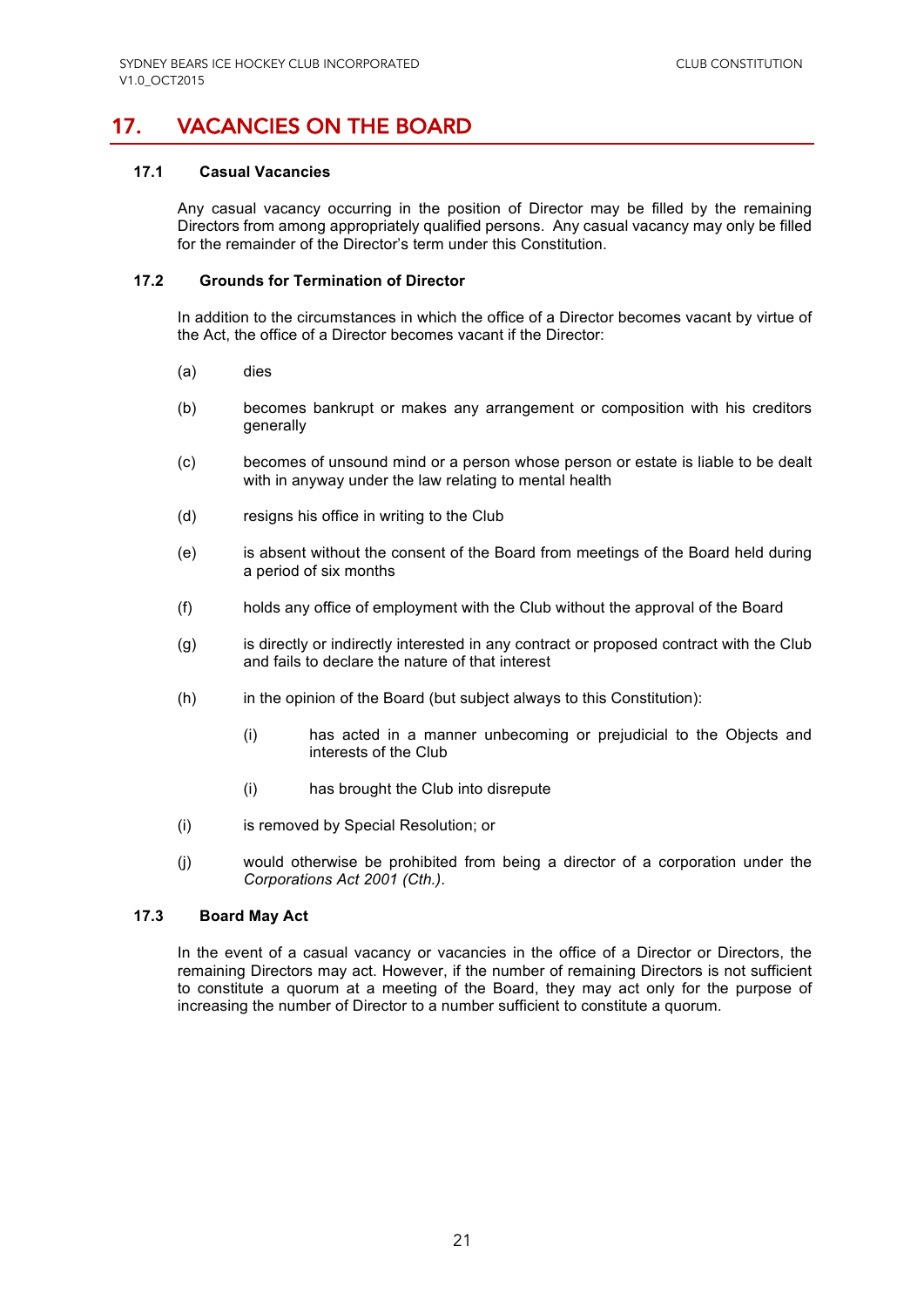# 17. VACANCIES ON THE BOARD

### 17.1 Casual Vacancies

Any casual vacancy occurring in the position of Director may be filled by the remaining Directors from among appropriately qualified persons. Any casual vacancy may only be filled for the remainder of the Director's term under this Constitution.

### 17.2 Grounds for Termination of Director

In addition to the circumstances in which the office of a Director becomes vacant by virtue of the Act, the office of a Director becomes vacant if the Director:

(a) dies

(b) becomes bankrupt or makes any arrangement or composition with his creditors generally

(c) becomes of unsound mind or a person whose person or estate is liable to be dealt with in anyway under the law relating to mental health

(d) resigns his office in writing to the Club

(e) is absent without the consent of the Board from meetings of the Board held during a period of six months

(f) holds any office of employment with the Club without the approval of the Board

(g) is directly or indirectly interested in any contract or proposed contract with the Club and fails to declare the nature of that interest

(h) in the opinion of the Board (but subject always to this Constitution):

> (i) has acted in a manner unbecoming or prejudicial to the Objects and interests of the Club
>
> (i) has brought the Club into disrepute

(i) is removed by Special Resolution; or

(j) would otherwise be prohibited from being a director of a corporation under the *Corporations Act 2001 (Cth.)*.

### 17.3 Board May Act

In the event of a casual vacancy or vacancies in the office of a Director or Directors, the remaining Directors may act. However, if the number of remaining Directors is not sufficient to constitute a quorum at a meeting of the Board, they may act only for the purpose of increasing the number of Director to a number sufficient to constitute a quorum.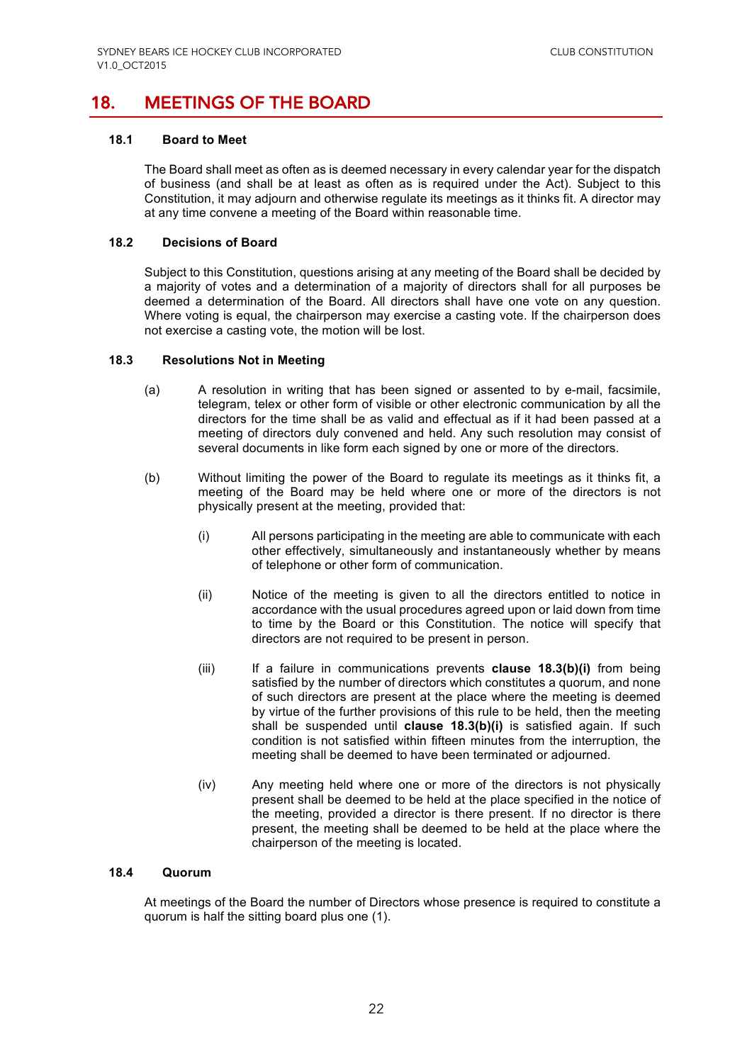# 18. MEETINGS OF THE BOARD

### 18.1 Board to Meet

The Board shall meet as often as is deemed necessary in every calendar year for the dispatch of business (and shall be at least as often as is required under the Act). Subject to this Constitution, it may adjourn and otherwise regulate its meetings as it thinks fit. A director may at any time convene a meeting of the Board within reasonable time.

### 18.2 Decisions of Board

Subject to this Constitution, questions arising at any meeting of the Board shall be decided by a majority of votes and a determination of a majority of directors shall for all purposes be deemed a determination of the Board. All directors shall have one vote on any question. Where voting is equal, the chairperson may exercise a casting vote. If the chairperson does not exercise a casting vote, the motion will be lost.

### 18.3 Resolutions Not in Meeting

(a) A resolution in writing that has been signed or assented to by e-mail, facsimile, telegram, telex or other form of visible or other electronic communication by all the directors for the time being shall be as valid and effectual as if it had been passed at a meeting of directors duly convened and held. Any such resolution may consist of several documents in like form each signed by one or more of the directors.

(b) Without limiting the power of the Board to regulate its meetings as it thinks fit, a meeting of the Board may be held where one or more of the directors is not physically present at the meeting, provided that:

  (i) All persons participating in the meeting are able to communicate with each other effectively, simultaneously and instantaneously whether by means of telephone or other form of communication.

  (ii) Notice of the meeting is given to all the directors entitled to notice in accordance with the usual procedures agreed upon or laid down from time to time by the Board or this Constitution. The notice will specify that directors are not required to be present in person.

  (iii) If a failure in communications prevents **clause 18.3(b)(i)** from being satisfied by the number of directors which constitutes a quorum, and none of such directors are present at the place where the meeting is deemed by virtue of the further provisions of this rule to be held, then the meeting shall be suspended until **clause 18.3(b)(i)** is satisfied again. If such condition is not satisfied within fifteen minutes from the interruption, the meeting shall be deemed to have been terminated or adjourned.

  (iv) Any meeting held where one or more of the directors is not physically present shall be deemed to be held at the place specified in the notice of the meeting, provided a director is there present. If no director is there present, the meeting shall be deemed to be held at the place where the chairperson of the meeting is located.

### 18.4 Quorum

At meetings of the Board the number of Directors whose presence is required to constitute a quorum is half the sitting board plus one (1).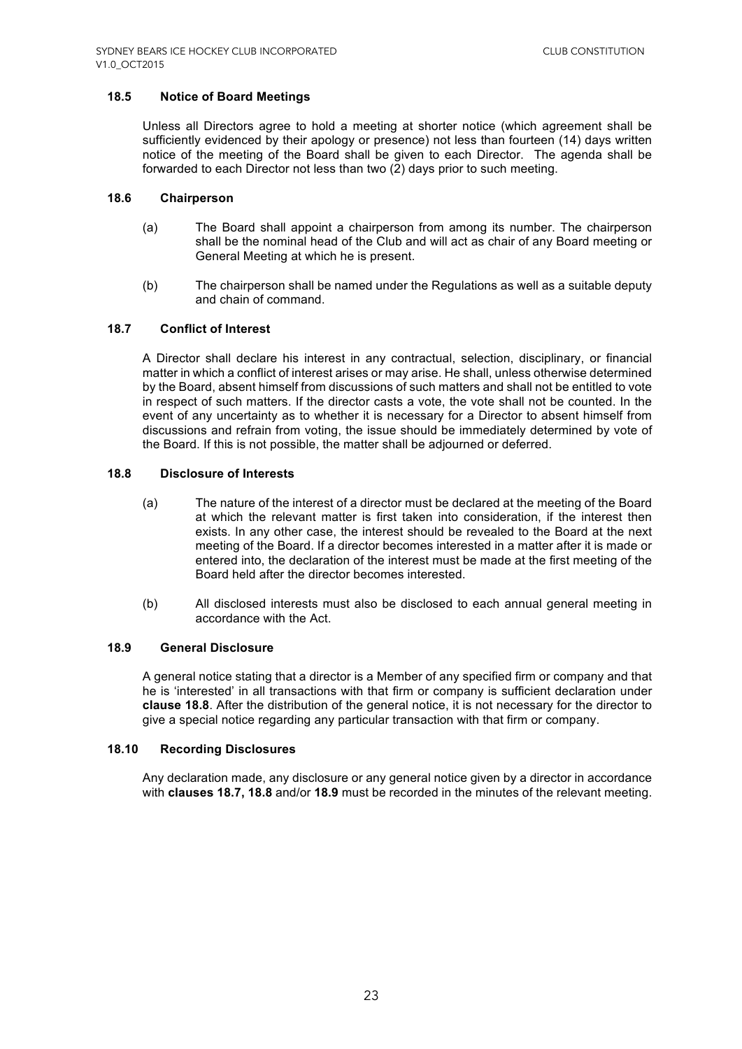### 18.5 Notice of Board Meetings

Unless all Directors agree to hold a meeting at shorter notice (which agreement shall be sufficiently evidenced by their apology or presence) not less than fourteen (14) days written notice of the meeting of the Board shall be given to each Director. The agenda shall be forwarded to each Director not less than two (2) days prior to such meeting.

### 18.6 Chairperson

(a) The Board shall appoint a chairperson from among its number. The chairperson shall be the nominal head of the Club and will act as chair of any Board meeting or General Meeting at which he is present.

(b) The chairperson shall be named under the Regulations as well as a suitable deputy and chain of command.

### 18.7 Conflict of Interest

A Director shall declare his interest in any contractual, selection, disciplinary, or financial matter in which a conflict of interest arises or may arise. He shall, unless otherwise determined by the Board, absent himself from discussions of such matters and shall not be entitled to vote in respect of such matters. If the director casts a vote, the vote shall not be counted. In the event of any uncertainty as to whether it is necessary for a Director to absent himself from discussions and refrain from voting, the issue should be immediately determined by vote of the Board. If this is not possible, the matter shall be adjourned or deferred.

### 18.8 Disclosure of Interests

(a) The nature of the interest of a director must be declared at the meeting of the Board at which the relevant matter is first taken into consideration, if the interest then exists. In any other case, the interest should be revealed to the Board at the next meeting of the Board. If a director becomes interested in a matter after it is made or entered into, the declaration of the interest must be made at the first meeting of the Board held after the director becomes interested.

(b) All disclosed interests must also be disclosed to each annual general meeting in accordance with the Act.

### 18.9 General Disclosure

A general notice stating that a director is a Member of any specified firm or company and that he is 'interested' in all transactions with that firm or company is sufficient declaration under **clause 18.8**. After the distribution of the general notice, it is not necessary for the director to give a special notice regarding any particular transaction with that firm or company.

### 18.10 Recording Disclosures

Any declaration made, any disclosure or any general notice given by a director in accordance with **clauses 18.7, 18.8** and/or **18.9** must be recorded in the minutes of the relevant meeting.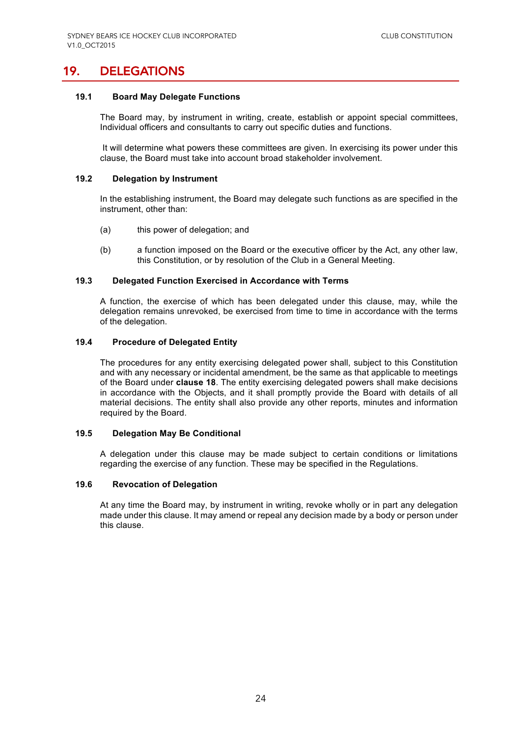# 19. DELEGATIONS

### 19.1 Board May Delegate Functions

The Board may, by instrument in writing, create, establish or appoint special committees, Individual officers and consultants to carry out specific duties and functions.

It will determine what powers these committees are given. In exercising its power under this clause, the Board must take into account broad stakeholder involvement.

### 19.2 Delegation by Instrument

In the establishing instrument, the Board may delegate such functions as are specified in the instrument, other than:

(a) this power of delegation; and

(b) a function imposed on the Board or the executive officer by the Act, any other law, this Constitution, or by resolution of the Club in a General Meeting.

### 19.3 Delegated Function Exercised in Accordance with Terms

A function, the exercise of which has been delegated under this clause, may, while the delegation remains unrevoked, be exercised from time to time in accordance with the terms of the delegation.

### 19.4 Procedure of Delegated Entity

The procedures for any entity exercising delegated power shall, subject to this Constitution and with any necessary or incidental amendment, be the same as that applicable to meetings of the Board under **clause 18**. The entity exercising delegated powers shall make decisions in accordance with the Objects, and it shall promptly provide the Board with details of all material decisions. The entity shall also provide any other reports, minutes and information required by the Board.

### 19.5 Delegation May Be Conditional

A delegation under this clause may be made subject to certain conditions or limitations regarding the exercise of any function. These may be specified in the Regulations.

### 19.6 Revocation of Delegation

At any time the Board may, by instrument in writing, revoke wholly or in part any delegation made under this clause. It may amend or repeal any decision made by a body or person under this clause.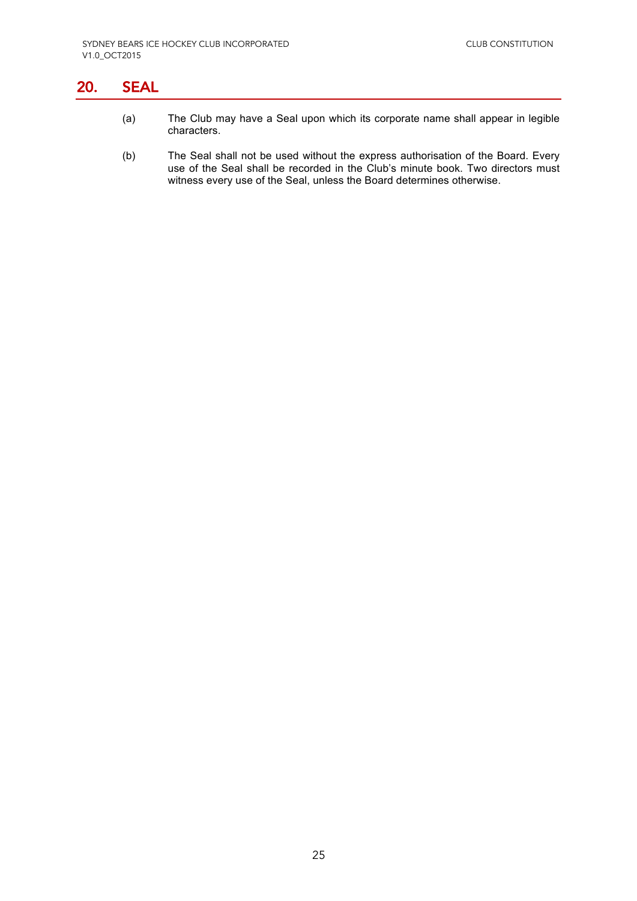## 20. SEAL

(a) The Club may have a Seal upon which its corporate name shall appear in legible characters.

(b) The Seal shall not be used without the express authorisation of the Board. Every use of the Seal shall be recorded in the Club's minute book. Two directors must witness every use of the Seal, unless the Board determines otherwise.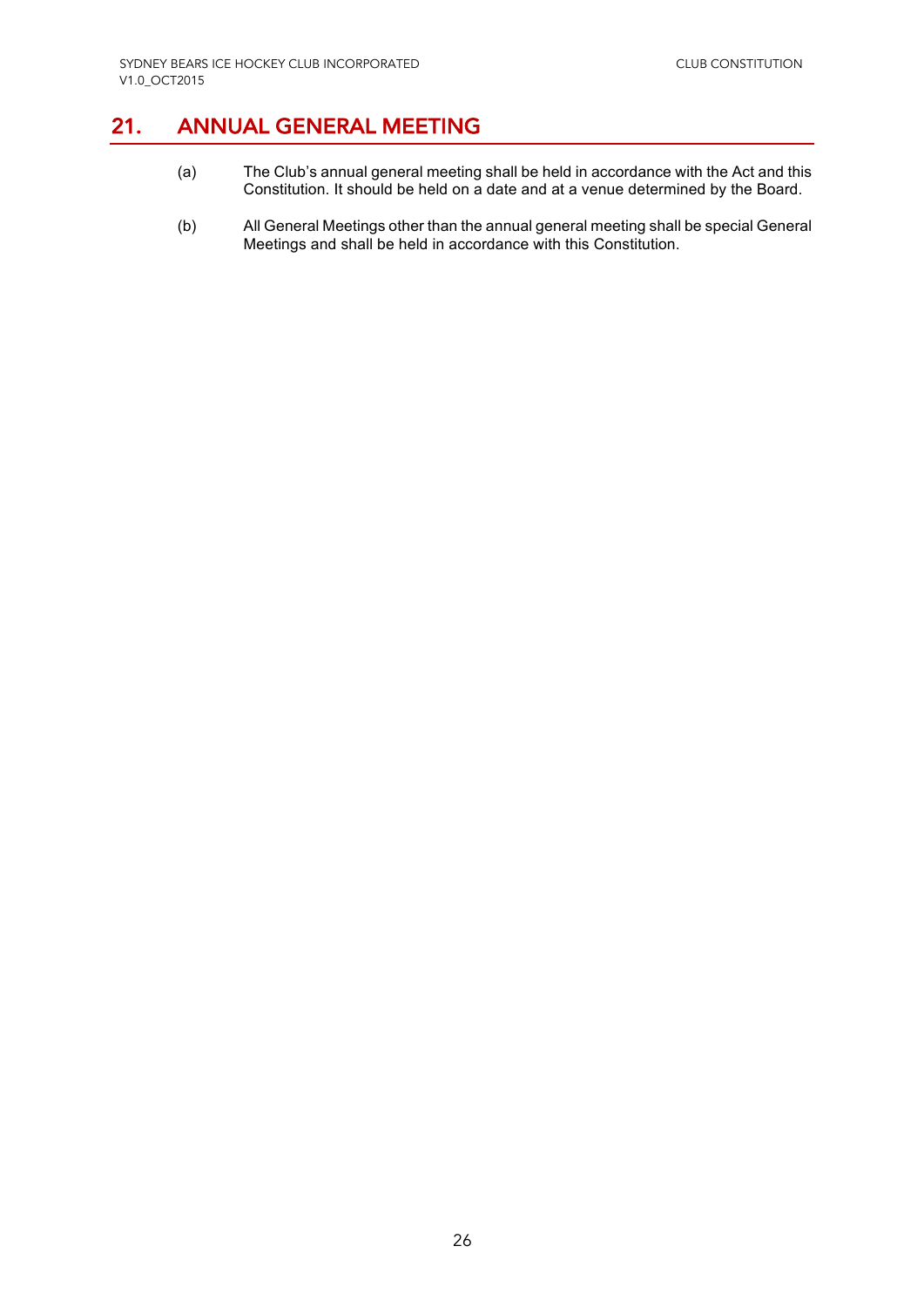## 21. ANNUAL GENERAL MEETING

(a) The Club's annual general meeting shall be held in accordance with the Act and this Constitution. It should be held on a date and at a venue determined by the Board.

(b) All General Meetings other than the annual general meeting shall be special General Meetings and shall be held in accordance with this Constitution.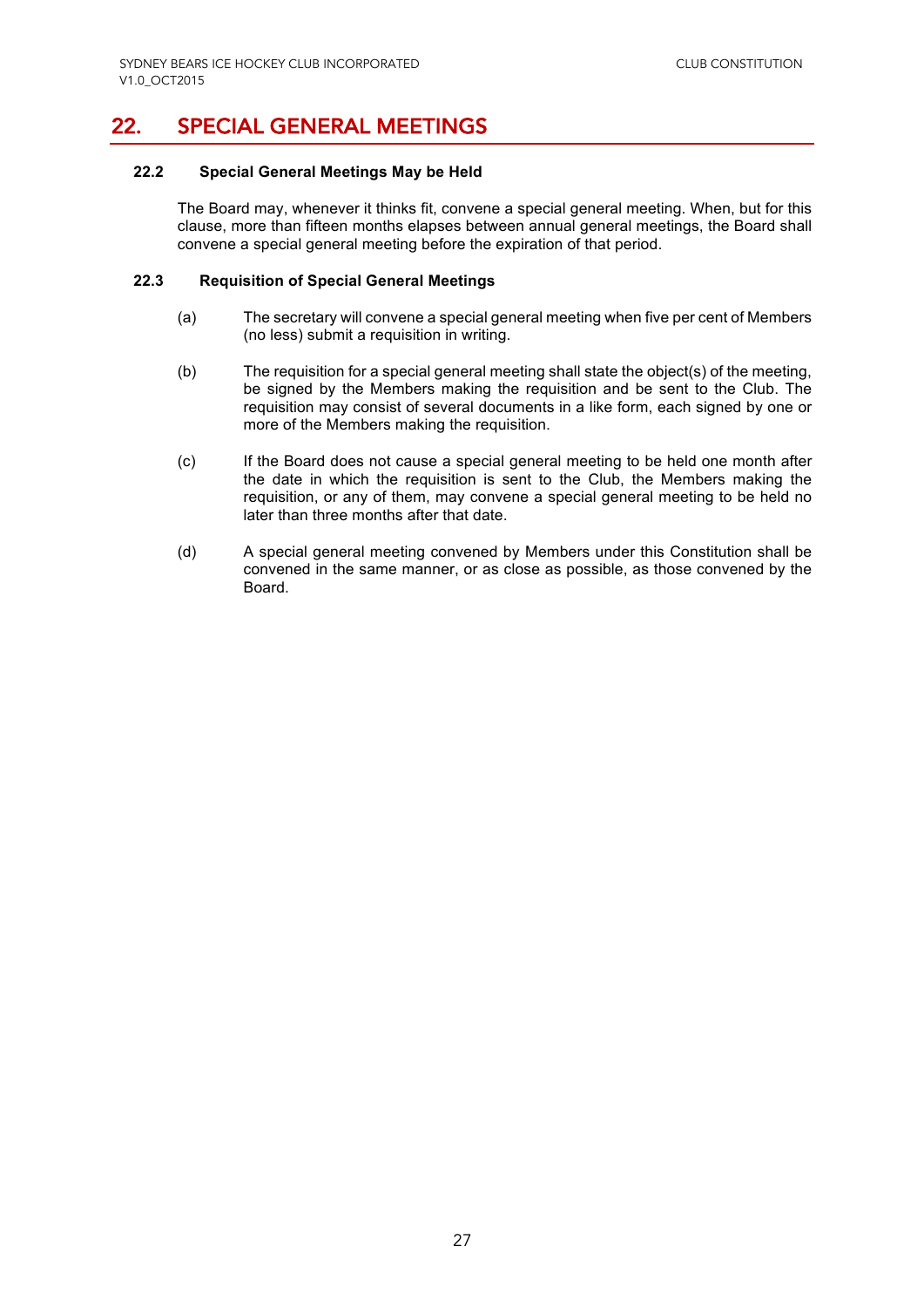## 22. SPECIAL GENERAL MEETINGS

### 22.2 Special General Meetings May be Held

The Board may, whenever it thinks fit, convene a special general meeting. When, but for this clause, more than fifteen months elapses between annual general meetings, the Board shall convene a special general meeting before the expiration of that period.

### 22.3 Requisition of Special General Meetings

(a) The secretary will convene a special general meeting when five per cent of Members (no less) submit a requisition in writing.

(b) The requisition for a special general meeting shall state the object(s) of the meeting, be signed by the Members making the requisition and be sent to the Club. The requisition may consist of several documents in a like form, each signed by one or more of the Members making the requisition.

(c) If the Board does not cause a special general meeting to be held one month after the date in which the requisition is sent to the Club, the Members making the requisition, or any of them, may convene a special general meeting to be held no later than three months after that date.

(d) A special general meeting convened by Members under this Constitution shall be convened in the same manner, or as close as possible, as those convened by the Board.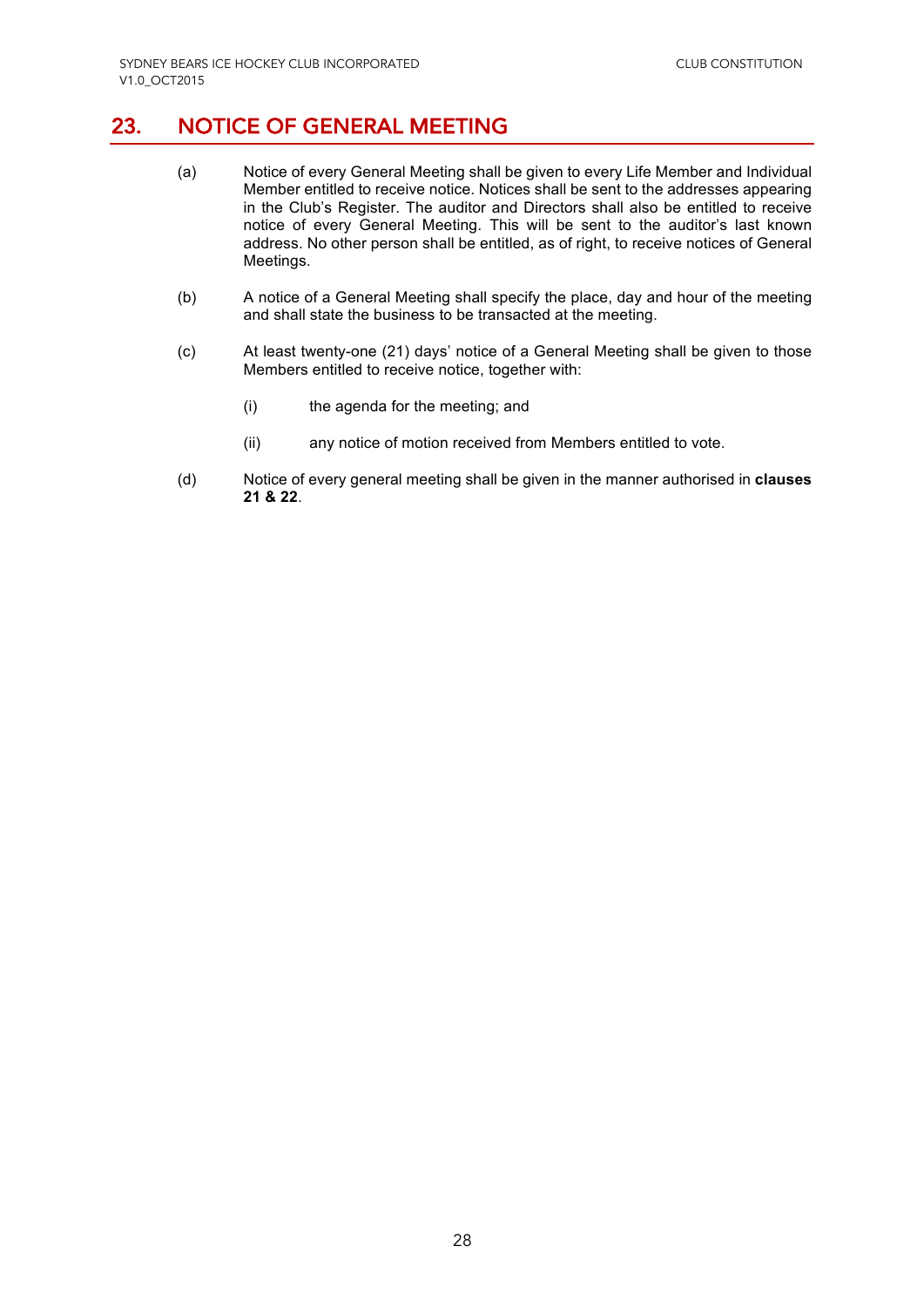## 23. NOTICE OF GENERAL MEETING

(a) Notice of every General Meeting shall be given to every Life Member and Individual Member entitled to receive notice. Notices shall be sent to the addresses appearing in the Club's Register. The auditor and Directors shall also be entitled to receive notice of every General Meeting. This will be sent to the auditor's last known address. No other person shall be entitled, as of right, to receive notices of General Meetings.

(b) A notice of a General Meeting shall specify the place, day and hour of the meeting and shall state the business to be transacted at the meeting.

(c) At least twenty-one (21) days' notice of a General Meeting shall be given to those Members entitled to receive notice, together with:

  (i) the agenda for the meeting; and

  (ii) any notice of motion received from Members entitled to vote.

(d) Notice of every general meeting shall be given in the manner authorised in **clauses 21 & 22**.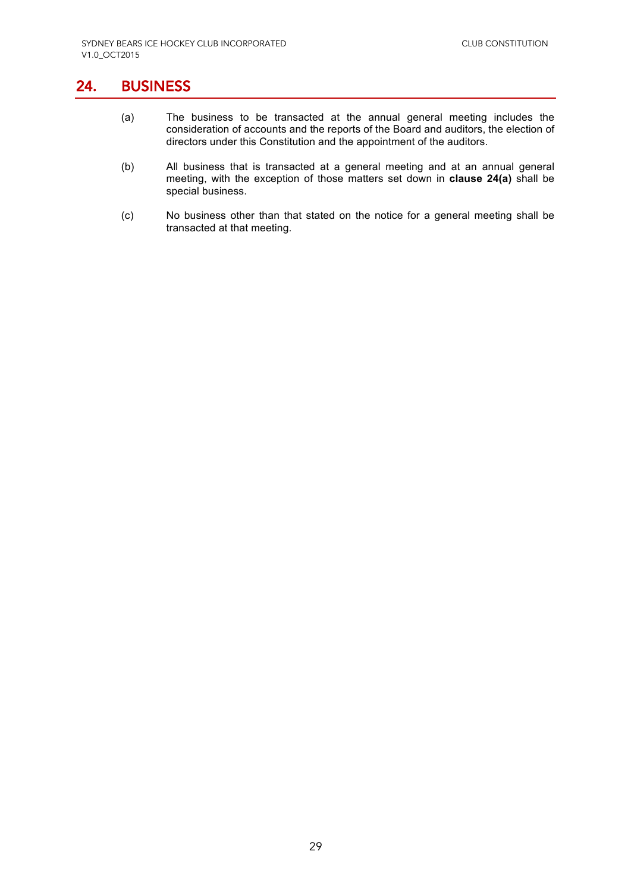## 24. BUSINESS

(a) The business to be transacted at the annual general meeting includes the consideration of accounts and the reports of the Board and auditors, the election of directors under this Constitution and the appointment of the auditors.

(b) All business that is transacted at a general meeting and at an annual general meeting, with the exception of those matters set down in **clause 24(a)** shall be special business.

(c) No business other than that stated on the notice for a general meeting shall be transacted at that meeting.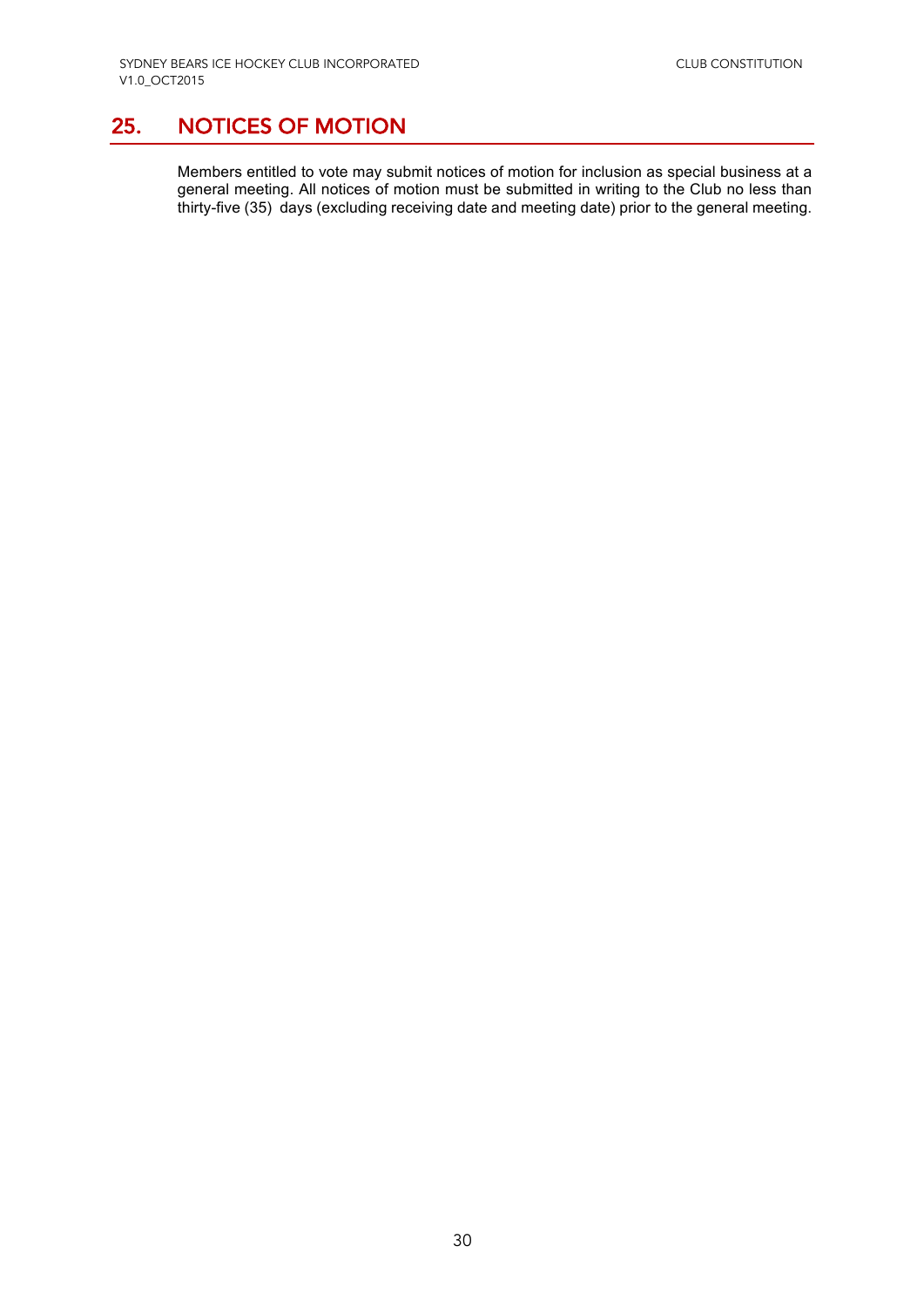## 25. NOTICES OF MOTION

Members entitled to vote may submit notices of motion for inclusion as special business at a general meeting. All notices of motion must be submitted in writing to the Club no less than thirty-five (35) days (excluding receiving date and meeting date) prior to the general meeting.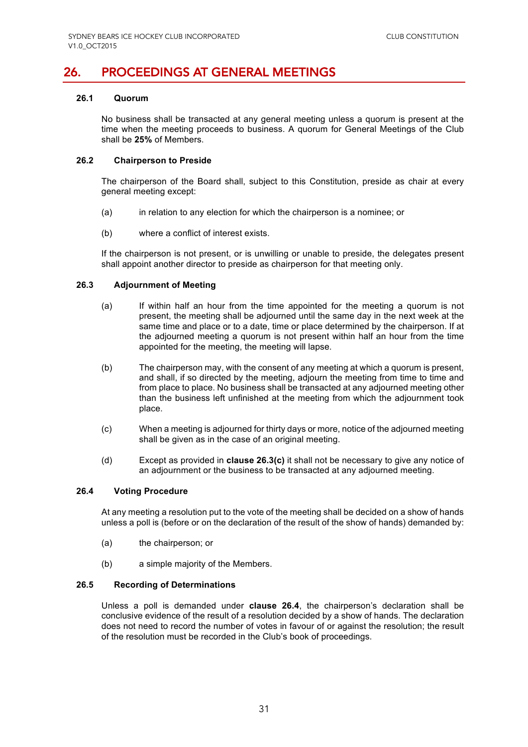# 26. PROCEEDINGS AT GENERAL MEETINGS

### 26.1 Quorum

No business shall be transacted at any general meeting unless a quorum is present at the time when the meeting proceeds to business. A quorum for General Meetings of the Club shall be **25%** of Members.

### 26.2 Chairperson to Preside

The chairperson of the Board shall, subject to this Constitution, preside as chair at every general meeting except:

(a) in relation to any election for which the chairperson is a nominee; or

(b) where a conflict of interest exists.

If the chairperson is not present, or is unwilling or unable to preside, the delegates present shall appoint another director to preside as chairperson for that meeting only.

### 26.3 Adjournment of Meeting

(a) If within half an hour from the time appointed for the meeting a quorum is not present, the meeting shall be adjourned until the same day in the next week at the same time and place or to a date, time or place determined by the chairperson. If at the adjourned meeting a quorum is not present within half an hour from the time appointed for the meeting, the meeting will lapse.

(b) The chairperson may, with the consent of any meeting at which a quorum is present, and shall, if so directed by the meeting, adjourn the meeting from time to time and from place to place. No business shall be transacted at any adjourned meeting other than the business left unfinished at the meeting from which the adjournment took place.

(c) When a meeting is adjourned for thirty days or more, notice of the adjourned meeting shall be given as in the case of an original meeting.

(d) Except as provided in **clause 26.3(c)** it shall not be necessary to give any notice of an adjournment or the business to be transacted at any adjourned meeting.

### 26.4 Voting Procedure

At any meeting a resolution put to the vote of the meeting shall be decided on a show of hands unless a poll is (before or on the declaration of the result of the show of hands) demanded by:

(a) the chairperson; or

(b) a simple majority of the Members.

### 26.5 Recording of Determinations

Unless a poll is demanded under **clause 26.4**, the chairperson's declaration shall be conclusive evidence of the result of a resolution decided by a show of hands. The declaration does not need to record the number of votes in favour of or against the resolution; the result of the resolution must be recorded in the Club's book of proceedings.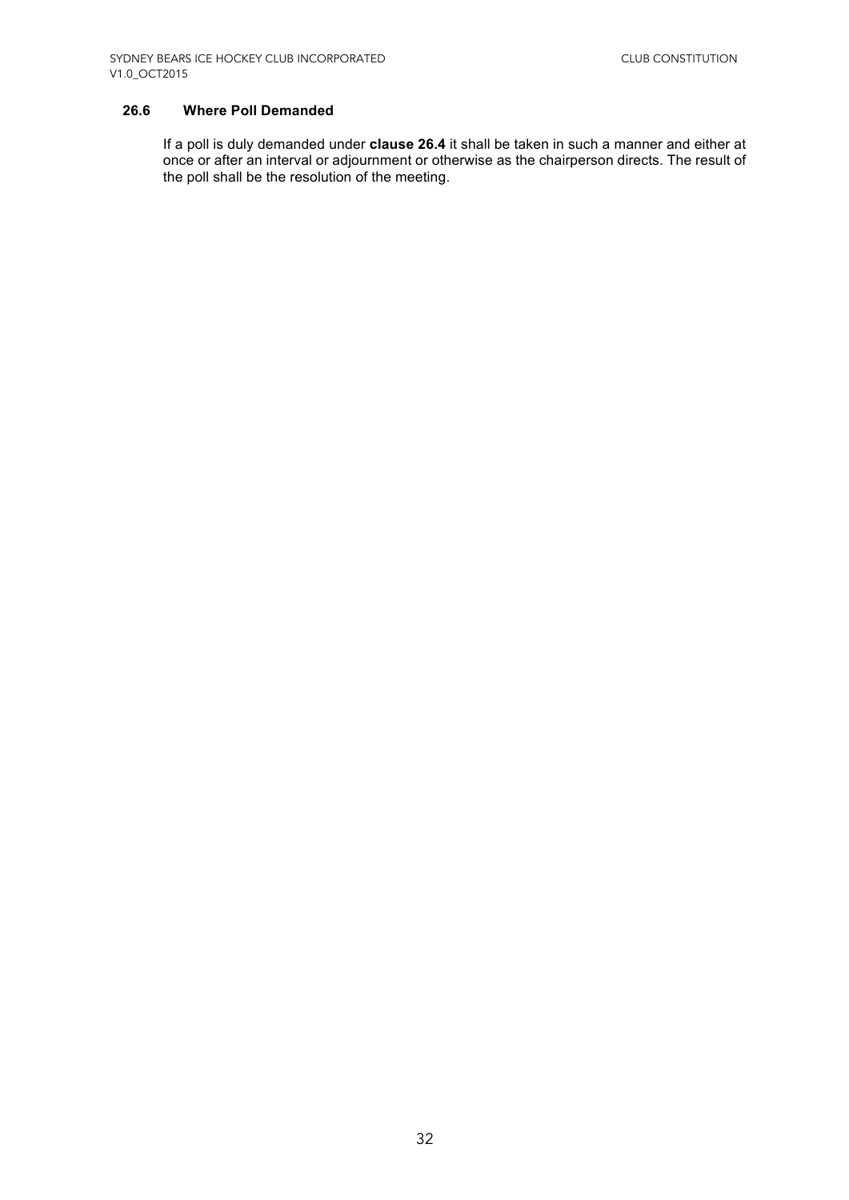### 26.6 Where Poll Demanded

If a poll is duly demanded under **clause 26.4** it shall be taken in such a manner and either at once or after an interval or adjournment or otherwise as the chairperson directs. The result of the poll shall be the resolution of the meeting.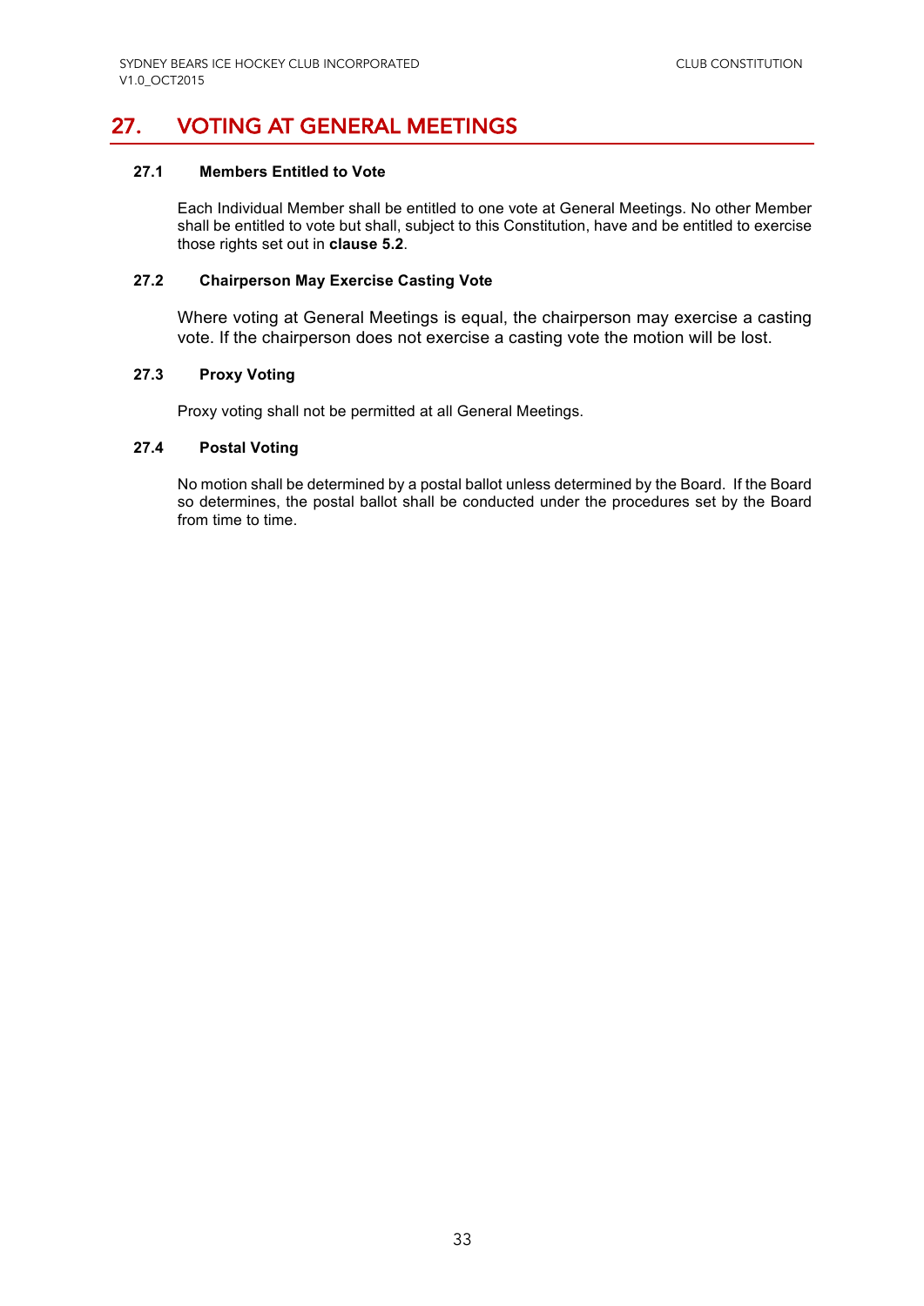## 27. VOTING AT GENERAL MEETINGS

### 27.1 Members Entitled to Vote

Each Individual Member shall be entitled to one vote at General Meetings. No other Member shall be entitled to vote but shall, subject to this Constitution, have and be entitled to exercise those rights set out in **clause 5.2**.

### 27.2 Chairperson May Exercise Casting Vote

Where voting at General Meetings is equal, the chairperson may exercise a casting vote. If the chairperson does not exercise a casting vote the motion will be lost.

### 27.3 Proxy Voting

Proxy voting shall not be permitted at all General Meetings.

### 27.4 Postal Voting

No motion shall be determined by a postal ballot unless determined by the Board. If the Board so determines, the postal ballot shall be conducted under the procedures set by the Board from time to time.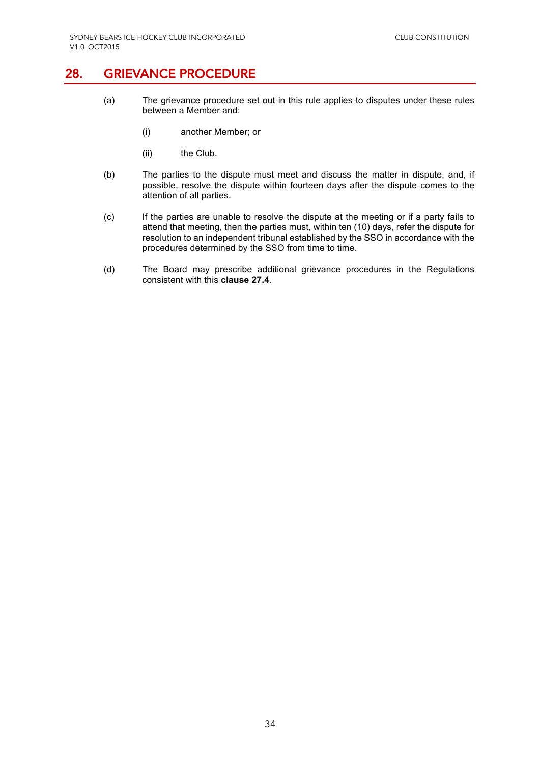## 28. GRIEVANCE PROCEDURE

(a) The grievance procedure set out in this rule applies to disputes under these rules between a Member and:

   (i) another Member; or

   (ii) the Club.

(b) The parties to the dispute must meet and discuss the matter in dispute, and, if possible, resolve the dispute within fourteen days after the dispute comes to the attention of all parties.

(c) If the parties are unable to resolve the dispute at the meeting or if a party fails to attend that meeting, then the parties must, within ten (10) days, refer the dispute for resolution to an independent tribunal established by the SSO in accordance with the procedures determined by the SSO from time to time.

(d) The Board may prescribe additional grievance procedures in the Regulations consistent with this **clause 27.4**.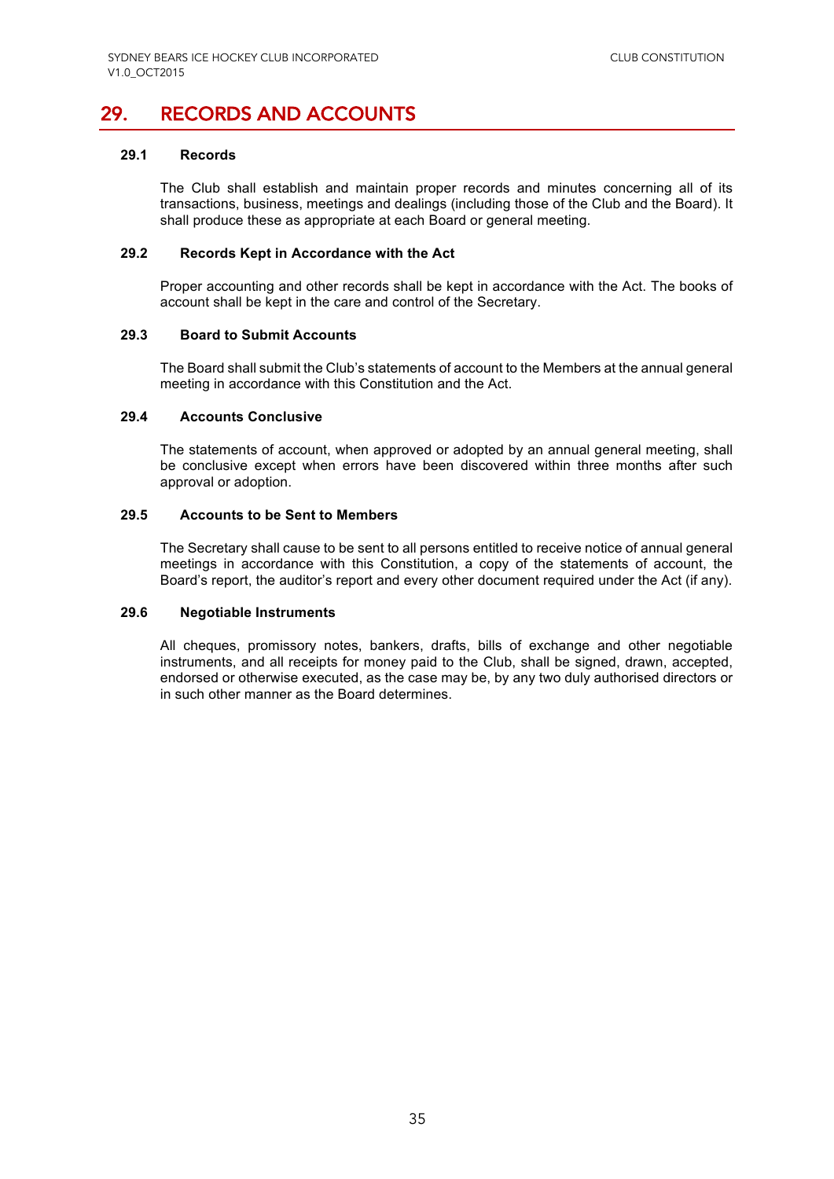# 29. RECORDS AND ACCOUNTS

### 29.1 Records

The Club shall establish and maintain proper records and minutes concerning all of its transactions, business, meetings and dealings (including those of the Club and the Board). It shall produce these as appropriate at each Board or general meeting.

### 29.2 Records Kept in Accordance with the Act

Proper accounting and other records shall be kept in accordance with the Act. The books of account shall be kept in the care and control of the Secretary.

### 29.3 Board to Submit Accounts

The Board shall submit the Club's statements of account to the Members at the annual general meeting in accordance with this Constitution and the Act.

### 29.4 Accounts Conclusive

The statements of account, when approved or adopted by an annual general meeting, shall be conclusive except when errors have been discovered within three months after such approval or adoption.

### 29.5 Accounts to be Sent to Members

The Secretary shall cause to be sent to all persons entitled to receive notice of annual general meetings in accordance with this Constitution, a copy of the statements of account, the Board's report, the auditor's report and every other document required under the Act (if any).

### 29.6 Negotiable Instruments

All cheques, promissory notes, bankers, drafts, bills of exchange and other negotiable instruments, and all receipts for money paid to the Club, shall be signed, drawn, accepted, endorsed or otherwise executed, as the case may be, by any two duly authorised directors or in such other manner as the Board determines.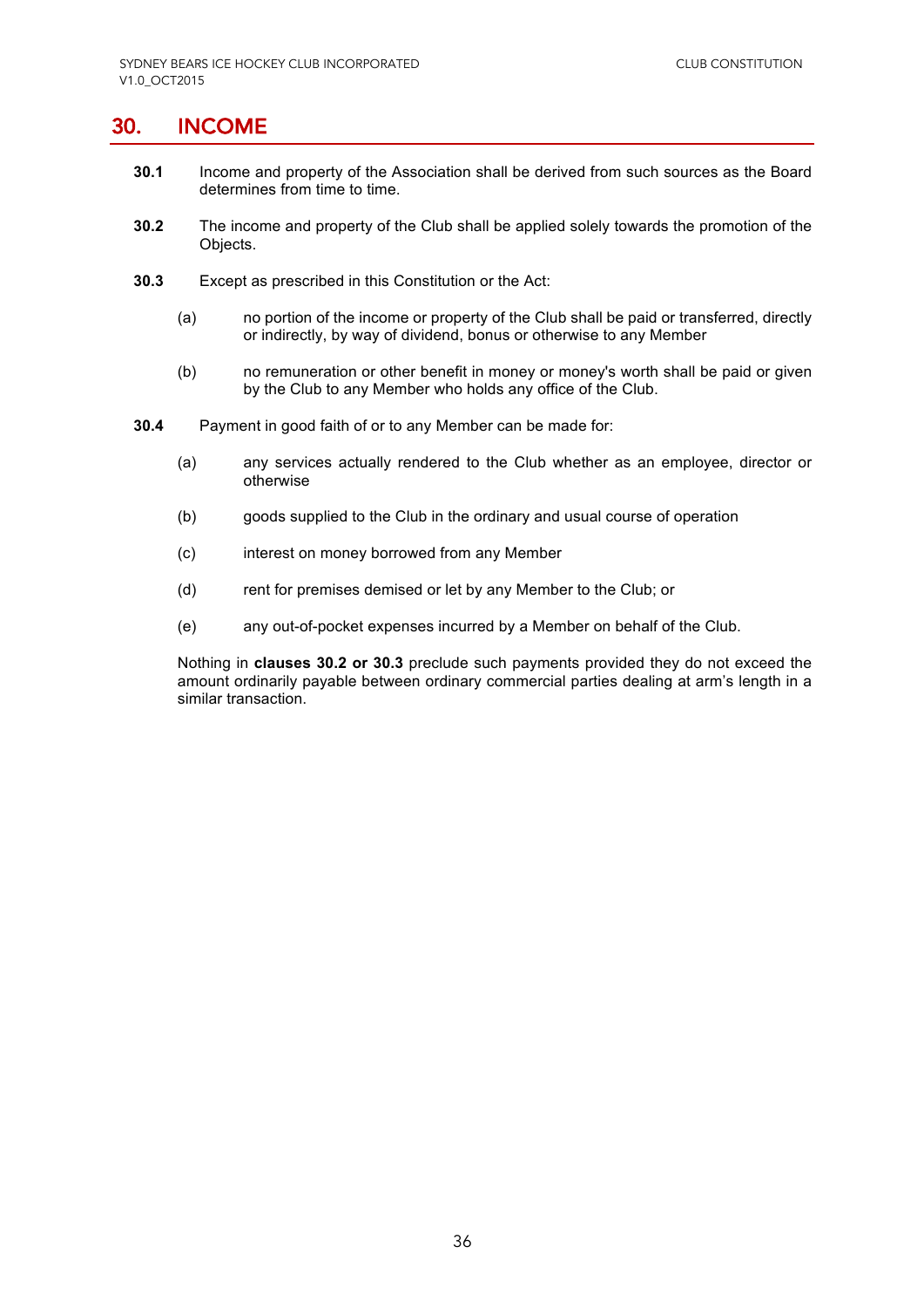# 30. INCOME

**30.1** Income and property of the Association shall be derived from such sources as the Board determines from time to time.

**30.2** The income and property of the Club shall be applied solely towards the promotion of the Objects.

**30.3** Except as prescribed in this Constitution or the Act:

(a) no portion of the income or property of the Club shall be paid or transferred, directly or indirectly, by way of dividend, bonus or otherwise to any Member

(b) no remuneration or other benefit in money or money's worth shall be paid or given by the Club to any Member who holds any office of the Club.

**30.4** Payment in good faith of or to any Member can be made for:

(a) any services actually rendered to the Club whether as an employee, director or otherwise

(b) goods supplied to the Club in the ordinary and usual course of operation

(c) interest on money borrowed from any Member

(d) rent for premises demised or let by any Member to the Club; or

(e) any out-of-pocket expenses incurred by a Member on behalf of the Club.

Nothing in **clauses 30.2 or 30.3** preclude such payments provided they do not exceed the amount ordinarily payable between ordinary commercial parties dealing at arm's length in a similar transaction.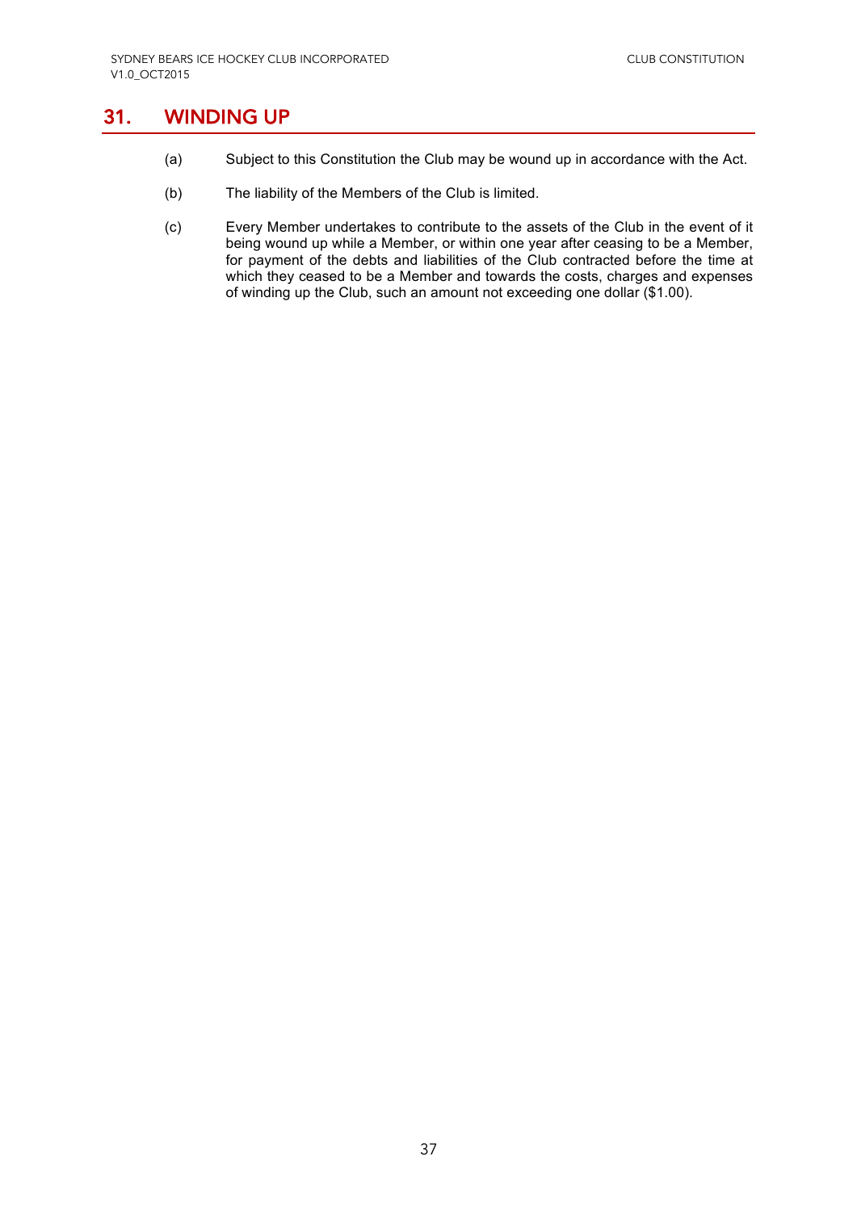# 31. WINDING UP

(a) Subject to this Constitution the Club may be wound up in accordance with the Act.

(b) The liability of the Members of the Club is limited.

(c) Every Member undertakes to contribute to the assets of the Club in the event of it being wound up while a Member, or within one year after ceasing to be a Member, for payment of the debts and liabilities of the Club contracted before the time at which they ceased to be a Member and towards the costs, charges and expenses of winding up the Club, such an amount not exceeding one dollar ($1.00).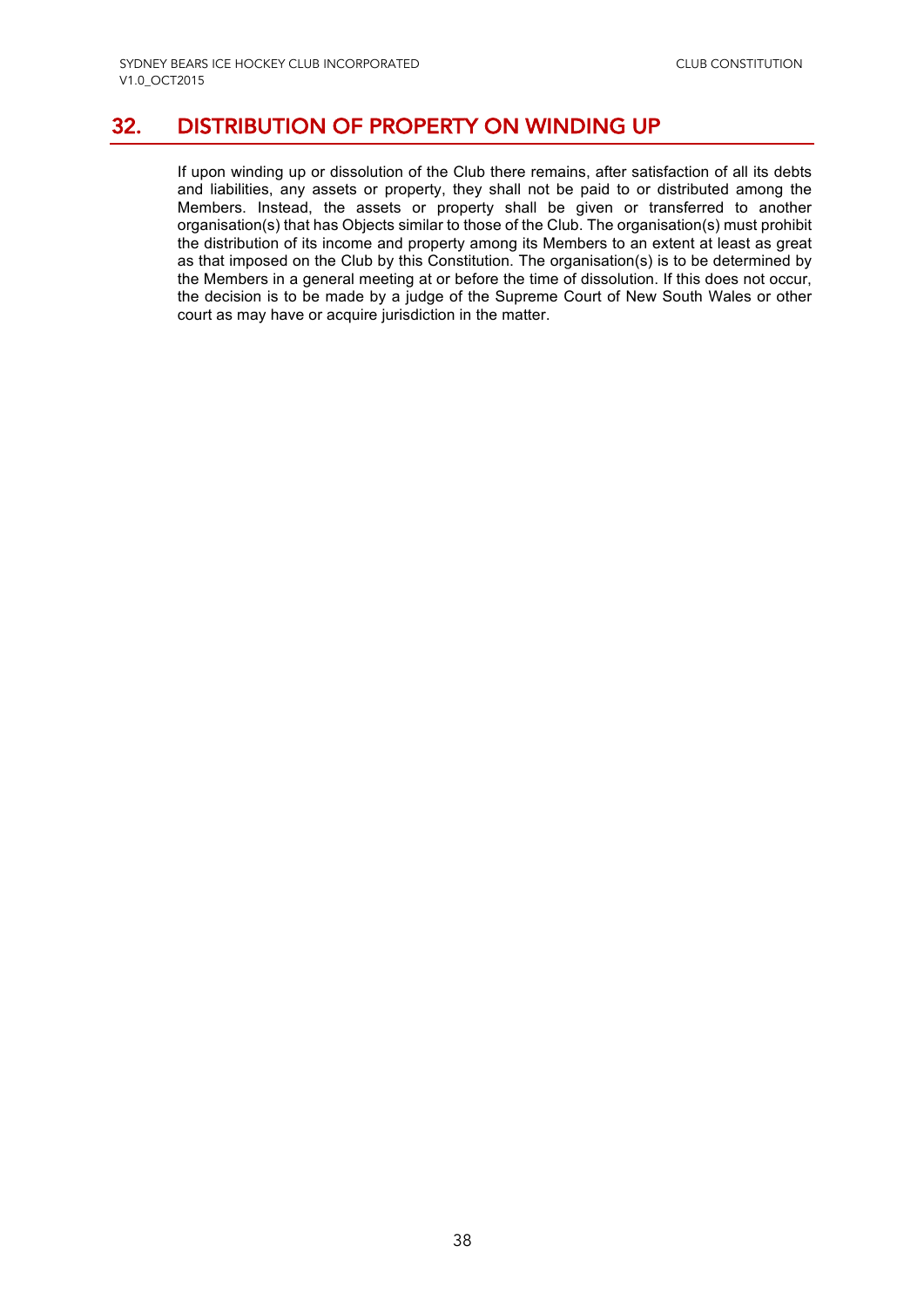## 32. DISTRIBUTION OF PROPERTY ON WINDING UP

If upon winding up or dissolution of the Club there remains, after satisfaction of all its debts and liabilities, any assets or property, they shall not be paid to or distributed among the Members. Instead, the assets or property shall be given or transferred to another organisation(s) that has Objects similar to those of the Club. The organisation(s) must prohibit the distribution of its income and property among its Members to an extent at least as great as that imposed on the Club by this Constitution. The organisation(s) is to be determined by the Members in a general meeting at or before the time of dissolution. If this does not occur, the decision is to be made by a judge of the Supreme Court of New South Wales or other court as may have or acquire jurisdiction in the matter.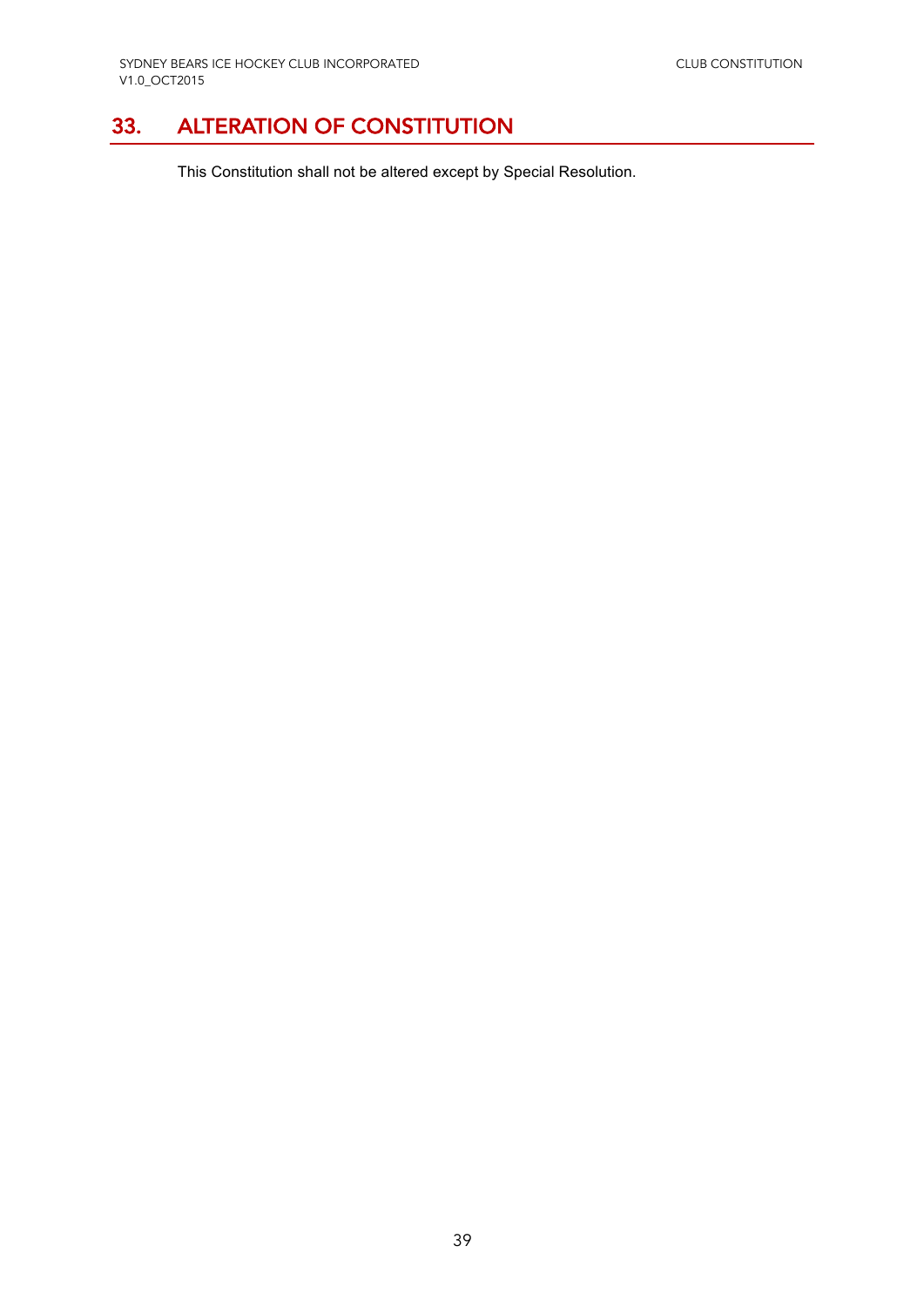## 33. ALTERATION OF CONSTITUTION

This Constitution shall not be altered except by Special Resolution.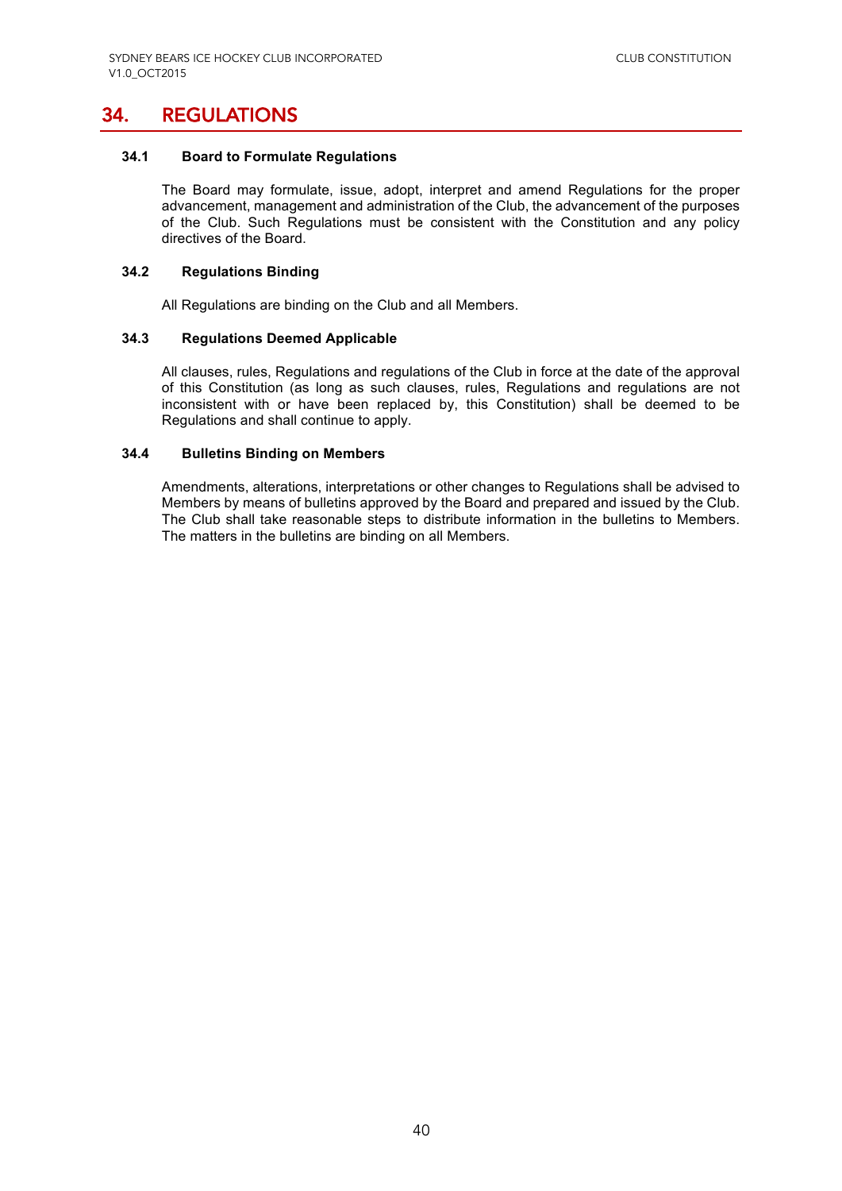# 34. REGULATIONS

### 34.1 Board to Formulate Regulations

The Board may formulate, issue, adopt, interpret and amend Regulations for the proper advancement, management and administration of the Club, the advancement of the purposes of the Club. Such Regulations must be consistent with the Constitution and any policy directives of the Board.

### 34.2 Regulations Binding

All Regulations are binding on the Club and all Members.

### 34.3 Regulations Deemed Applicable

All clauses, rules, Regulations and regulations of the Club in force at the date of the approval of this Constitution (as long as such clauses, rules, Regulations and regulations are not inconsistent with or have been replaced by, this Constitution) shall be deemed to be Regulations and shall continue to apply.

### 34.4 Bulletins Binding on Members

Amendments, alterations, interpretations or other changes to Regulations shall be advised to Members by means of bulletins approved by the Board and prepared and issued by the Club. The Club shall take reasonable steps to distribute information in the bulletins to Members. The matters in the bulletins are binding on all Members.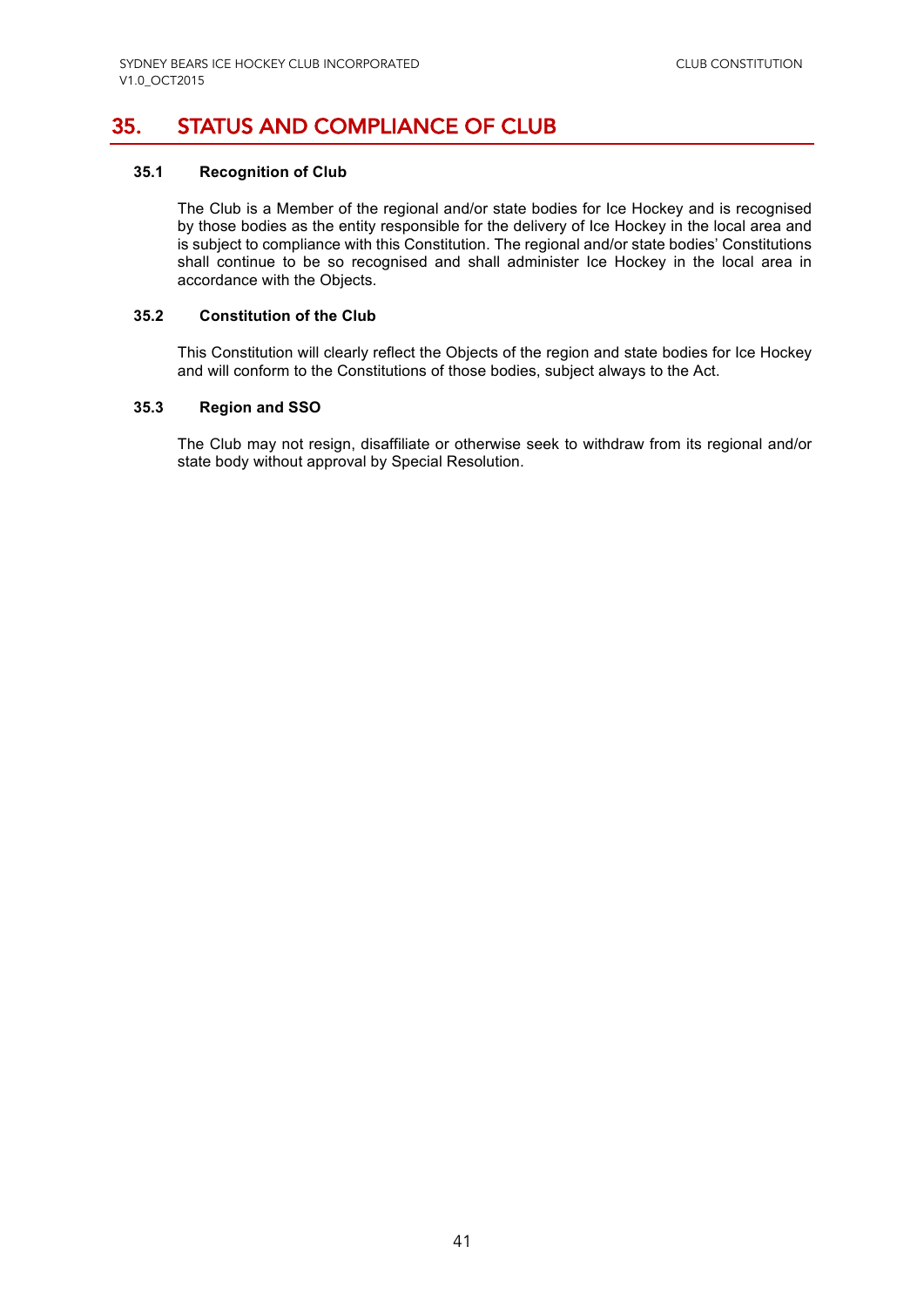# 35. STATUS AND COMPLIANCE OF CLUB

### 35.1 Recognition of Club

The Club is a Member of the regional and/or state bodies for Ice Hockey and is recognised by those bodies as the entity responsible for the delivery of Ice Hockey in the local area and is subject to compliance with this Constitution. The regional and/or state bodies' Constitutions shall continue to be so recognised and shall administer Ice Hockey in the local area in accordance with the Objects.

### 35.2 Constitution of the Club

This Constitution will clearly reflect the Objects of the region and state bodies for Ice Hockey and will conform to the Constitutions of those bodies, subject always to the Act.

### 35.3 Region and SSO

The Club may not resign, disaffiliate or otherwise seek to withdraw from its regional and/or state body without approval by Special Resolution.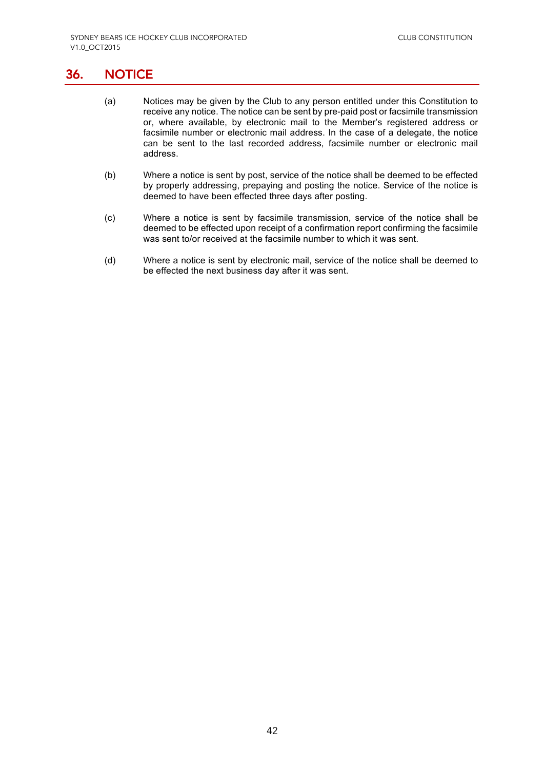## 36. NOTICE

(a) Notices may be given by the Club to any person entitled under this Constitution to receive any notice. The notice can be sent by pre-paid post or facsimile transmission or, where available, by electronic mail to the Member's registered address or facsimile number or electronic mail address. In the case of a delegate, the notice can be sent to the last recorded address, facsimile number or electronic mail address.

(b) Where a notice is sent by post, service of the notice shall be deemed to be effected by properly addressing, prepaying and posting the notice. Service of the notice is deemed to have been effected three days after posting.

(c) Where a notice is sent by facsimile transmission, service of the notice shall be deemed to be effected upon receipt of a confirmation report confirming the facsimile was sent to/or received at the facsimile number to which it was sent.

(d) Where a notice is sent by electronic mail, service of the notice shall be deemed to be effected the next business day after it was sent.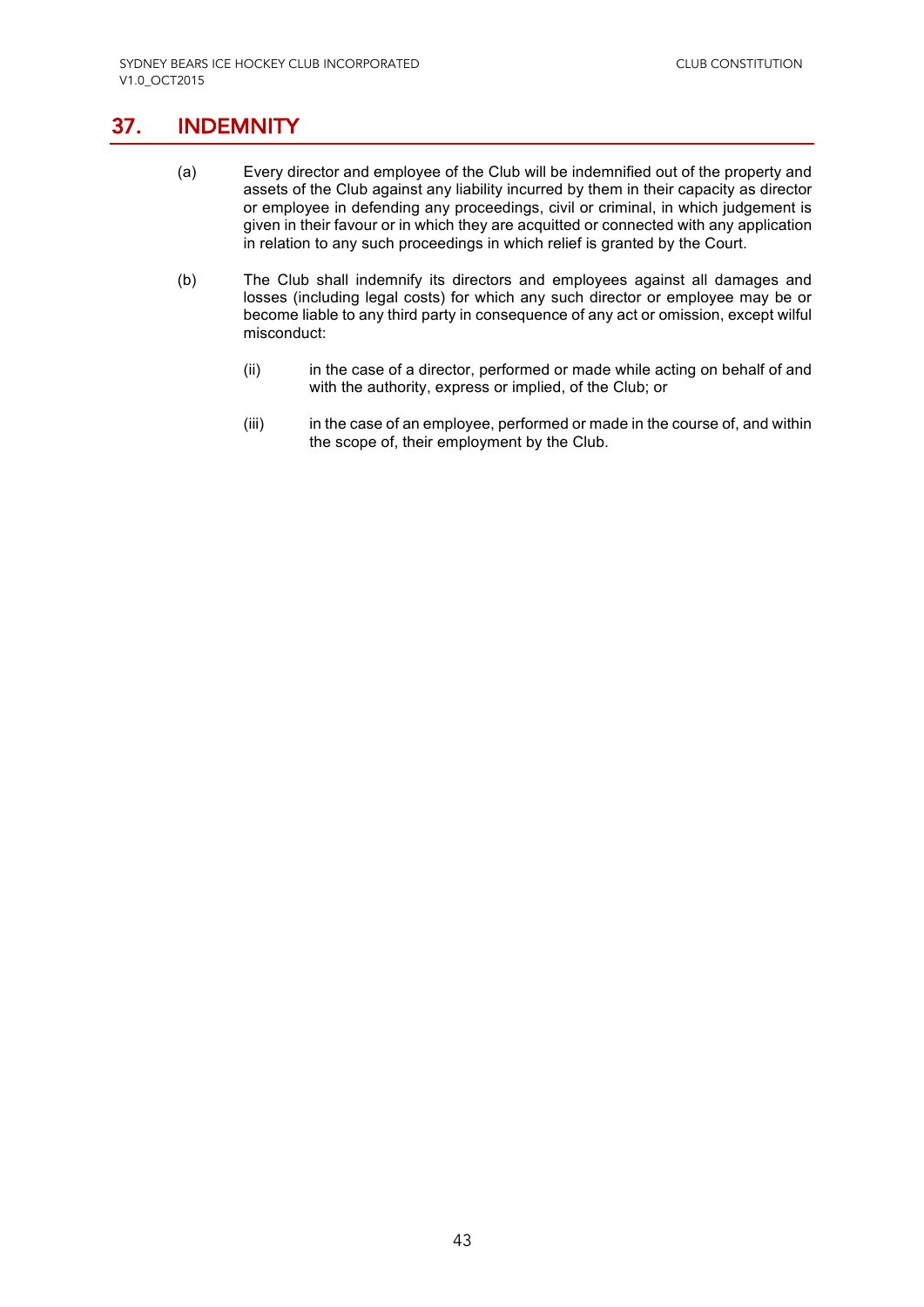# 37. INDEMNITY

(a) Every director and employee of the Club will be indemnified out of the property and assets of the Club against any liability incurred by them in their capacity as director or employee in defending any proceedings, civil or criminal, in which judgement is given in their favour or in which they are acquitted or connected with any application in relation to any such proceedings in which relief is granted by the Court.

(b) The Club shall indemnify its directors and employees against all damages and losses (including legal costs) for which any such director or employee may be or become liable to any third party in consequence of any act or omission, except wilful misconduct:

(ii) in the case of a director, performed or made while acting on behalf of and with the authority, express or implied, of the Club; or

(iii) in the case of an employee, performed or made in the course of, and within the scope of, their employment by the Club.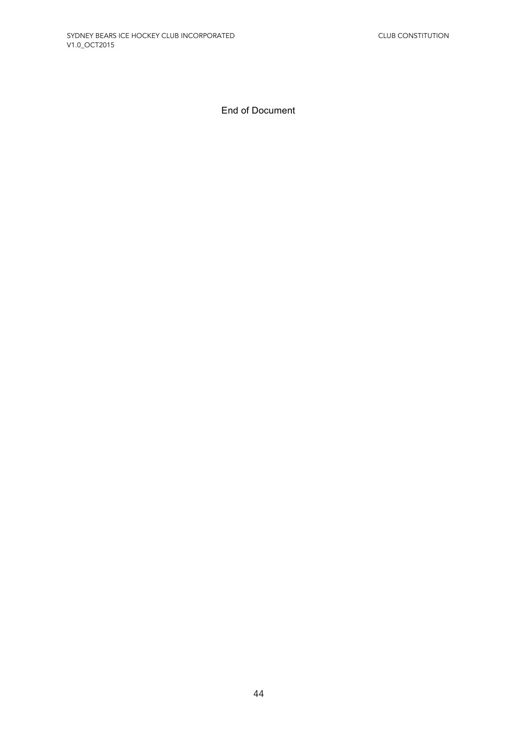End of Document